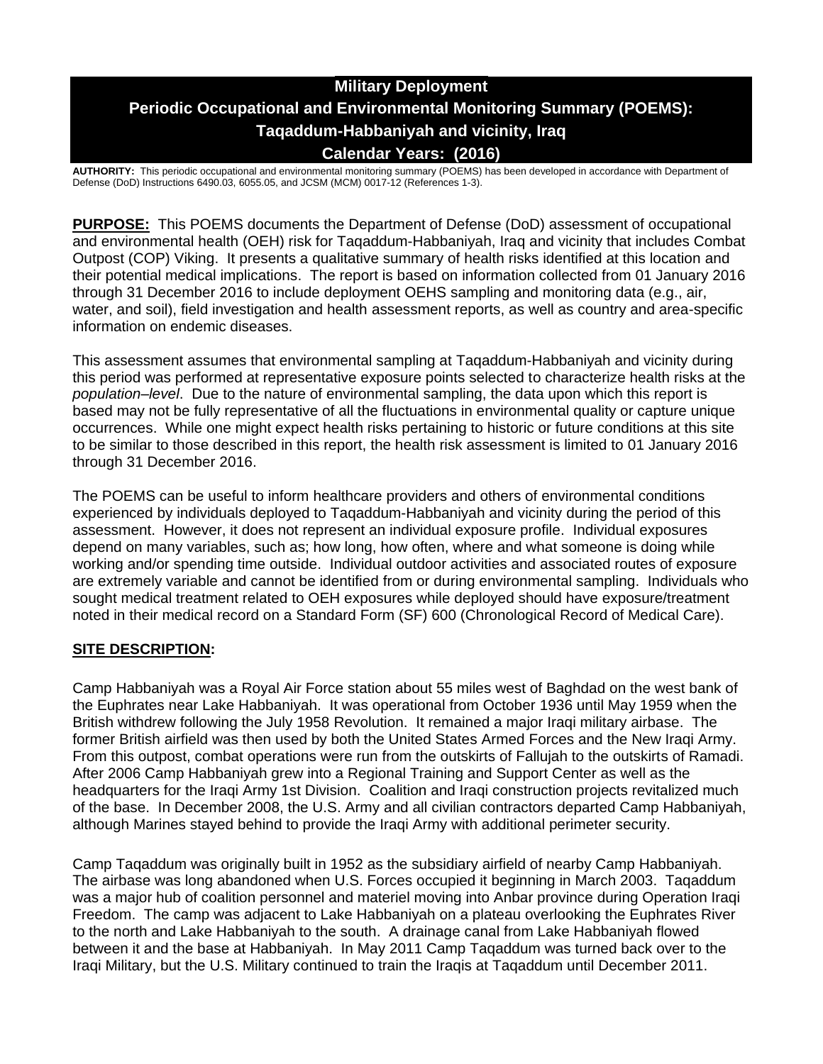# Military Deployment
# Periodic Occupational and Environmental Monitoring Summary (POEMS):
# Taqaddum-Habbaniyah and vicinity, Iraq
# Calendar Years: (2016)

**AUTHORITY:** This periodic occupational and environmental monitoring summary (POEMS) has been developed in accordance with Department of Defense (DoD) Instructions 6490.03, 6055.05, and JCSM (MCM) 0017-12 (References 1-3).

**PURPOSE:** This POEMS documents the Department of Defense (DoD) assessment of occupational and environmental health (OEH) risk for Taqaddum-Habbaniyah, Iraq and vicinity that includes Combat Outpost (COP) Viking. It presents a qualitative summary of health risks identified at this location and their potential medical implications. The report is based on information collected from 01 January 2016 through 31 December 2016 to include deployment OEHS sampling and monitoring data (e.g., air, water, and soil), field investigation and health assessment reports, as well as country and area-specific information on endemic diseases.

This assessment assumes that environmental sampling at Taqaddum-Habbaniyah and vicinity during this period was performed at representative exposure points selected to characterize health risks at the *population–level*. Due to the nature of environmental sampling, the data upon which this report is based may not be fully representative of all the fluctuations in environmental quality or capture unique occurrences. While one might expect health risks pertaining to historic or future conditions at this site to be similar to those described in this report, the health risk assessment is limited to 01 January 2016 through 31 December 2016.

The POEMS can be useful to inform healthcare providers and others of environmental conditions experienced by individuals deployed to Taqaddum-Habbaniyah and vicinity during the period of this assessment. However, it does not represent an individual exposure profile. Individual exposures depend on many variables, such as; how long, how often, where and what someone is doing while working and/or spending time outside. Individual outdoor activities and associated routes of exposure are extremely variable and cannot be identified from or during environmental sampling. Individuals who sought medical treatment related to OEH exposures while deployed should have exposure/treatment noted in their medical record on a Standard Form (SF) 600 (Chronological Record of Medical Care).

## SITE DESCRIPTION:

Camp Habbaniyah was a Royal Air Force station about 55 miles west of Baghdad on the west bank of the Euphrates near Lake Habbaniyah. It was operational from October 1936 until May 1959 when the British withdrew following the July 1958 Revolution. It remained a major Iraqi military airbase. The former British airfield was then used by both the United States Armed Forces and the New Iraqi Army. From this outpost, combat operations were run from the outskirts of Fallujah to the outskirts of Ramadi. After 2006 Camp Habbaniyah grew into a Regional Training and Support Center as well as the headquarters for the Iraqi Army 1st Division. Coalition and Iraqi construction projects revitalized much of the base. In December 2008, the U.S. Army and all civilian contractors departed Camp Habbaniyah, although Marines stayed behind to provide the Iraqi Army with additional perimeter security.

Camp Taqaddum was originally built in 1952 as the subsidiary airfield of nearby Camp Habbaniyah. The airbase was long abandoned when U.S. Forces occupied it beginning in March 2003. Taqaddum was a major hub of coalition personnel and materiel moving into Anbar province during Operation Iraqi Freedom. The camp was adjacent to Lake Habbaniyah on a plateau overlooking the Euphrates River to the north and Lake Habbaniyah to the south. A drainage canal from Lake Habbaniyah flowed between it and the base at Habbaniyah. In May 2011 Camp Taqaddum was turned back over to the Iraqi Military, but the U.S. Military continued to train the Iraqis at Taqaddum until December 2011.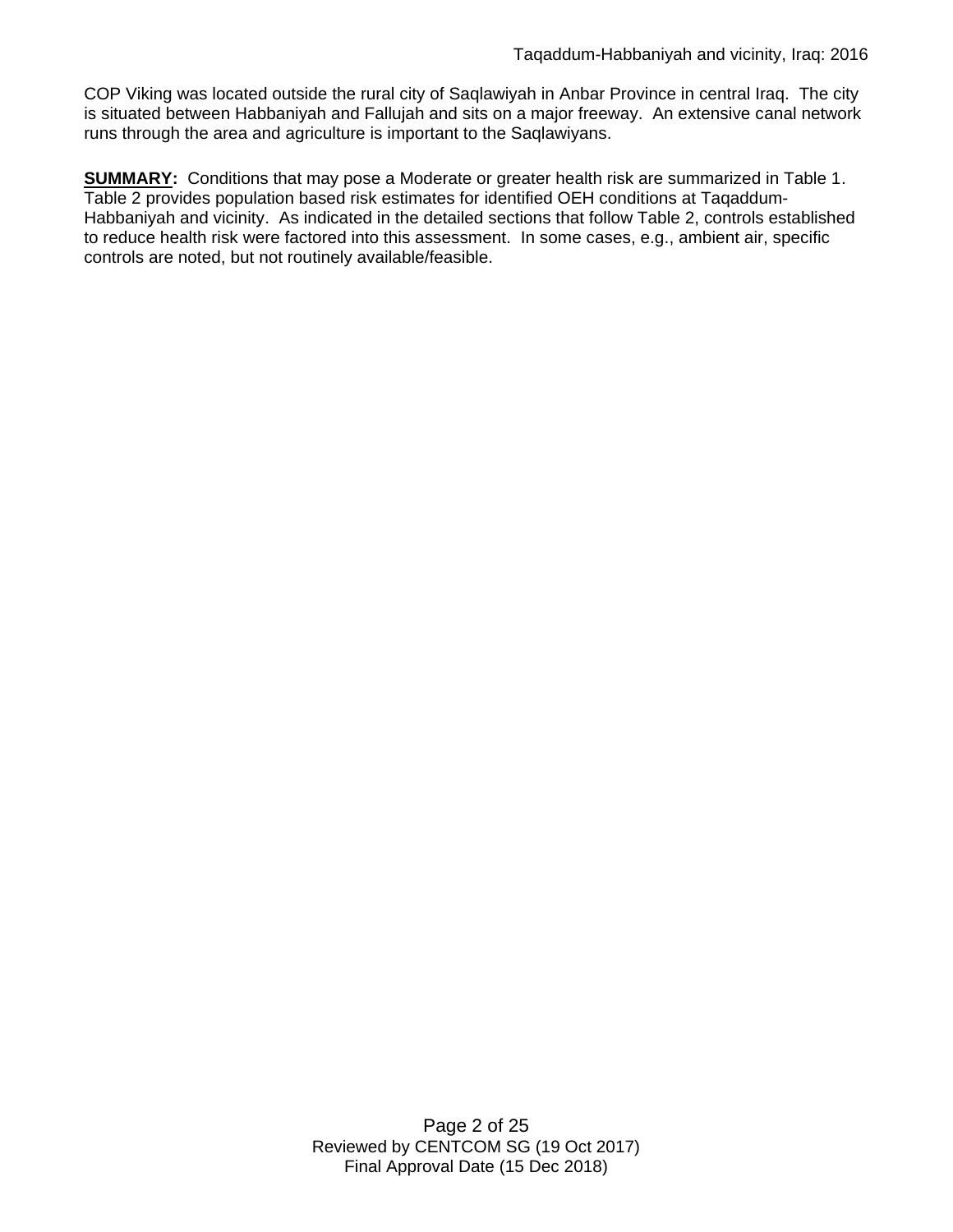COP Viking was located outside the rural city of Saqlawiyah in Anbar Province in central Iraq. The city is situated between Habbaniyah and Fallujah and sits on a major freeway. An extensive canal network runs through the area and agriculture is important to the Saqlawiyans.

**SUMMARY:** Conditions that may pose a Moderate or greater health risk are summarized in Table 1. Table 2 provides population based risk estimates for identified OEH conditions at Taqaddum-Habbaniyah and vicinity. As indicated in the detailed sections that follow Table 2, controls established to reduce health risk were factored into this assessment. In some cases, e.g., ambient air, specific controls are noted, but not routinely available/feasible.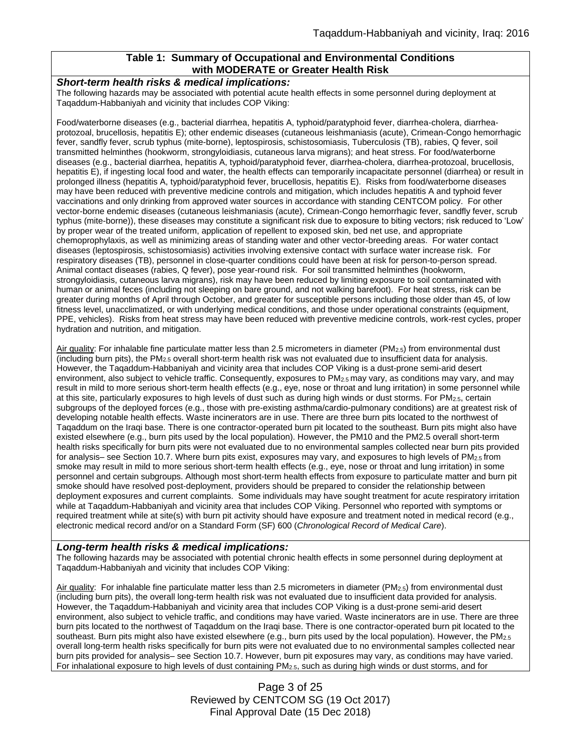**Table 1: Summary of Occupational and Environmental Conditions with MODERATE or Greater Health Risk**

***Short-term health risks & medical implications:***

The following hazards may be associated with potential acute health effects in some personnel during deployment at Taqaddum-Habbaniyah and vicinity that includes COP Viking:

Food/waterborne diseases (e.g., bacterial diarrhea, hepatitis A, typhoid/paratyphoid fever, diarrhea-cholera, diarrhea-protozoal, brucellosis, hepatitis E); other endemic diseases (cutaneous leishmaniasis (acute), Crimean-Congo hemorrhagic fever, sandfly fever, scrub typhus (mite-borne), leptospirosis, schistosomiasis, Tuberculosis (TB), rabies, Q fever, soil transmitted helminthes (hookworm, strongyloidiasis, cutaneous larva migrans); and heat stress. For food/waterborne diseases (e.g., bacterial diarrhea, hepatitis A, typhoid/paratyphoid fever, diarrhea-cholera, diarrhea-protozoal, brucellosis, hepatitis E), if ingesting local food and water, the health effects can temporarily incapacitate personnel (diarrhea) or result in prolonged illness (hepatitis A, typhoid/paratyphoid fever, brucellosis, hepatitis E). Risks from food/waterborne diseases may have been reduced with preventive medicine controls and mitigation, which includes hepatitis A and typhoid fever vaccinations and only drinking from approved water sources in accordance with standing CENTCOM policy. For other vector-borne endemic diseases (cutaneous leishmaniasis (acute), Crimean-Congo hemorrhagic fever, sandfly fever, scrub typhus (mite-borne)), these diseases may constitute a significant risk due to exposure to biting vectors; risk reduced to 'Low' by proper wear of the treated uniform, application of repellent to exposed skin, bed net use, and appropriate chemoprophylaxis, as well as minimizing areas of standing water and other vector-breeding areas. For water contact diseases (leptospirosis, schistosomiasis) activities involving extensive contact with surface water increase risk. For respiratory diseases (TB), personnel in close-quarter conditions could have been at risk for person-to-person spread. Animal contact diseases (rabies, Q fever), pose year-round risk. For soil transmitted helminthes (hookworm, strongyloidiasis, cutaneous larva migrans), risk may have been reduced by limiting exposure to soil contaminated with human or animal feces (including not sleeping on bare ground, and not walking barefoot). For heat stress, risk can be greater during months of April through October, and greater for susceptible persons including those older than 45, of low fitness level, unacclimatized, or with underlying medical conditions, and those under operational constraints (equipment, PPE, vehicles). Risks from heat stress may have been reduced with preventive medicine controls, work-rest cycles, proper hydration and nutrition, and mitigation.

Air quality: For inhalable fine particulate matter less than 2.5 micrometers in diameter ($PM_{2.5}$) from environmental dust (including burn pits), the $PM_{2.5}$ overall short-term health risk was not evaluated due to insufficient data for analysis. However, the Taqaddum-Habbaniyah and vicinity area that includes COP Viking is a dust-prone semi-arid desert environment, also subject to vehicle traffic. Consequently, exposures to $PM_{2.5}$ may vary, as conditions may vary, and may result in mild to more serious short-term health effects (e.g., eye, nose or throat and lung irritation) in some personnel while at this site, particularly exposures to high levels of dust such as during high winds or dust storms. For $PM_{2.5}$, certain subgroups of the deployed forces (e.g., those with pre-existing asthma/cardio-pulmonary conditions) are at greatest risk of developing notable health effects. Waste incinerators are in use. There are three burn pits located to the northwest of Taqaddum on the Iraqi base. There is one contractor-operated burn pit located to the southeast. Burn pits might also have existed elsewhere (e.g., burn pits used by the local population). However, the PM10 and the PM2.5 overall short-term health risks specifically for burn pits were not evaluated due to no environmental samples collected near burn pits provided for analysis– see Section 10.7. Where burn pits exist, exposures may vary, and exposures to high levels of $PM_{2.5}$ from smoke may result in mild to more serious short-term health effects (e.g., eye, nose or throat and lung irritation) in some personnel and certain subgroups. Although most short-term health effects from exposure to particulate matter and burn pit smoke should have resolved post-deployment, providers should be prepared to consider the relationship between deployment exposures and current complaints. Some individuals may have sought treatment for acute respiratory irritation while at Taqaddum-Habbaniyah and vicinity area that includes COP Viking. Personnel who reported with symptoms or required treatment while at site(s) with burn pit activity should have exposure and treatment noted in medical record (e.g., electronic medical record and/or on a Standard Form (SF) 600 (*Chronological Record of Medical Care*).

***Long-term health risks & medical implications:***

The following hazards may be associated with potential chronic health effects in some personnel during deployment at Taqaddum-Habbaniyah and vicinity that includes COP Viking:

Air quality: For inhalable fine particulate matter less than 2.5 micrometers in diameter ($PM_{2.5}$) from environmental dust (including burn pits), the overall long-term health risk was not evaluated due to insufficient data provided for analysis. However, the Taqaddum-Habbaniyah and vicinity area that includes COP Viking is a dust-prone semi-arid desert environment, also subject to vehicle traffic, and conditions may have varied. Waste incinerators are in use. There are three burn pits located to the northwest of Taqaddum on the Iraqi base. There is one contractor-operated burn pit located to the southeast. Burn pits might also have existed elsewhere (e.g., burn pits used by the local population). However, the $PM_{2.5}$ overall long-term health risks specifically for burn pits were not evaluated due to no environmental samples collected near burn pits provided for analysis– see Section 10.7. However, burn pit exposures may vary, as conditions may have varied. For inhalational exposure to high levels of dust containing $PM_{2.5}$, such as during high winds or dust storms, and for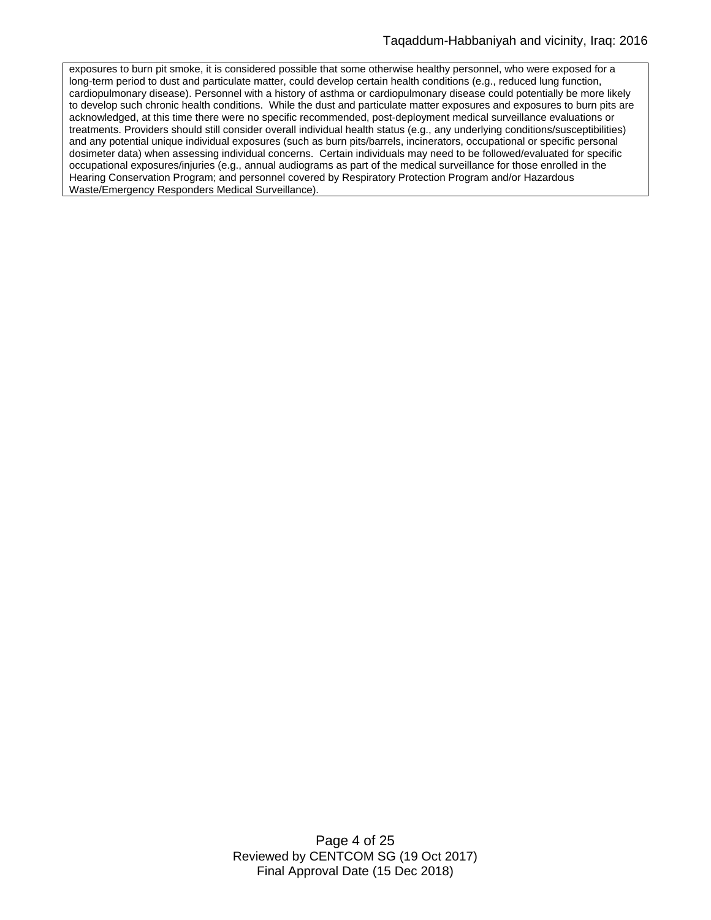exposures to burn pit smoke, it is considered possible that some otherwise healthy personnel, who were exposed for a long-term period to dust and particulate matter, could develop certain health conditions (e.g., reduced lung function, cardiopulmonary disease). Personnel with a history of asthma or cardiopulmonary disease could potentially be more likely to develop such chronic health conditions. While the dust and particulate matter exposures and exposures to burn pits are acknowledged, at this time there were no specific recommended, post-deployment medical surveillance evaluations or treatments. Providers should still consider overall individual health status (e.g., any underlying conditions/susceptibilities) and any potential unique individual exposures (such as burn pits/barrels, incinerators, occupational or specific personal dosimeter data) when assessing individual concerns. Certain individuals may need to be followed/evaluated for specific occupational exposures/injuries (e.g., annual audiograms as part of the medical surveillance for those enrolled in the Hearing Conservation Program; and personnel covered by Respiratory Protection Program and/or Hazardous Waste/Emergency Responders Medical Surveillance).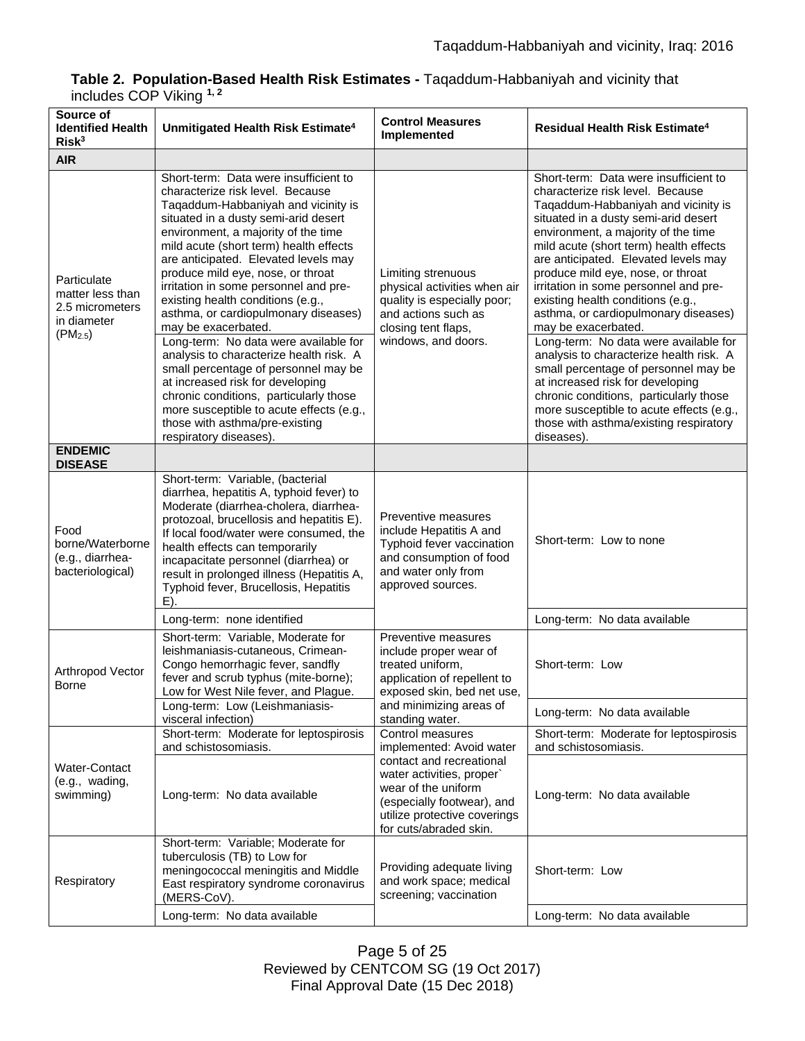**Table 2. Population-Based Health Risk Estimates -** Taqaddum-Habbaniyah and vicinity that includes COP Viking [1, 2]

| Source of Identified Health Risk[3] | Unmitigated Health Risk Estimate[4] | Control Measures Implemented | Residual Health Risk Estimate[4] |
|---|---|---|---|
| **AIR** | | | |
| Particulate matter less than 2.5 micrometers in diameter ($PM_{2.5}$) | Short-term: Data were insufficient to characterize risk level. Because Taqaddum-Habbaniyah and vicinity is situated in a dusty semi-arid desert environment, a majority of the time mild acute (short term) health effects are anticipated. Elevated levels may produce mild eye, nose, or throat irritation in some personnel and pre-existing health conditions (e.g., asthma, or cardiopulmonary diseases) may be exacerbated. | Limiting strenuous physical activities when air quality is especially poor; and actions such as closing tent flaps, windows, and doors. | Short-term: Data were insufficient to characterize risk level. Because Taqaddum-Habbaniyah and vicinity is situated in a dusty semi-arid desert environment, a majority of the time mild acute (short term) health effects are anticipated. Elevated levels may produce mild eye, nose, or throat irritation in some personnel and pre-existing health conditions (e.g., asthma, or cardiopulmonary diseases) may be exacerbated. |
| | Long-term: No data were available for analysis to characterize health risk. A small percentage of personnel may be at increased risk for developing chronic conditions, particularly those more susceptible to acute effects (e.g., those with asthma/pre-existing respiratory diseases). | | Long-term: No data were available for analysis to characterize health risk. A small percentage of personnel may be at increased risk for developing chronic conditions, particularly those more susceptible to acute effects (e.g., those with asthma/existing respiratory diseases). |
| **ENDEMIC DISEASE** | | | |
| Food borne/Waterborne (e.g., diarrhea-bacteriological) | Short-term: Variable, (bacterial diarrhea, hepatitis A, typhoid fever) to Moderate (diarrhea-cholera, diarrhea-protozoal, brucellosis and hepatitis E). If local food/water were consumed, the health effects can temporarily incapacitate personnel (diarrhea) or result in prolonged illness (Hepatitis A, Typhoid fever, Brucellosis, Hepatitis E). | Preventive measures include Hepatitis A and Typhoid fever vaccination and consumption of food and water only from approved sources. | Short-term: Low to none |
| | Long-term: none identified | | Long-term: No data available |
| Arthropod Vector Borne | Short-term: Variable, Moderate for leishmaniasis-cutaneous, Crimean-Congo hemorrhagic fever, sandfly fever and scrub typhus (mite-borne); Low for West Nile fever, and Plague. | Preventive measures include proper wear of treated uniform, application of repellent to exposed skin, bed net use, and minimizing areas of standing water. | Short-term: Low |
| | Long-term: Low (Leishmaniasis-visceral infection) | | Long-term: No data available |
| Water-Contact (e.g., wading, swimming) | Short-term: Moderate for leptospirosis and schistosomiasis. | Control measures implemented: Avoid water contact and recreational water activities, proper` wear of the uniform (especially footwear), and utilize protective coverings for cuts/abraded skin. | Short-term: Moderate for leptospirosis and schistosomiasis. |
| | Long-term: No data available | | Long-term: No data available |
| Respiratory | Short-term: Variable; Moderate for tuberculosis (TB) to Low for meningococcal meningitis and Middle East respiratory syndrome coronavirus (MERS-CoV). | Providing adequate living and work space; medical screening; vaccination | Short-term: Low |
| | Long-term: No data available | | Long-term: No data available |

Reviewed by CENTCOM SG (19 Oct 2017)
Final Approval Date (15 Dec 2018)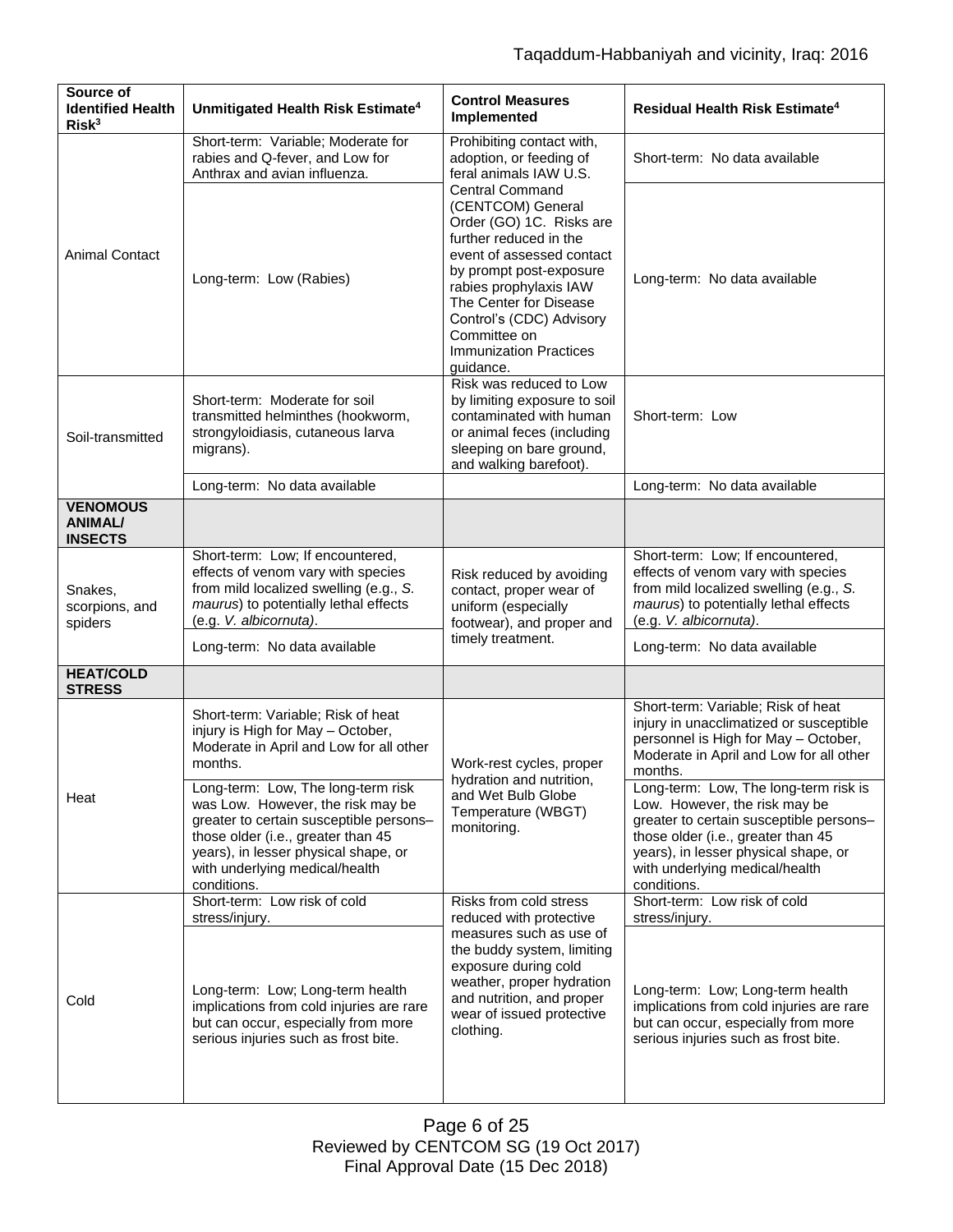| Source of Identified Health Risk[3] | Unmitigated Health Risk Estimate[4] | Control Measures Implemented | Residual Health Risk Estimate[4] |
|---|---|---|---|
| Animal Contact | Short-term: Variable; Moderate for rabies and Q-fever, and Low for Anthrax and avian influenza. | Prohibiting contact with, adoption, or feeding of feral animals IAW U.S. Central Command (CENTCOM) General Order (GO) 1C. Risks are further reduced in the event of assessed contact by prompt post-exposure rabies prophylaxis IAW The Center for Disease Control's (CDC) Advisory Committee on Immunization Practices guidance. | Short-term: No data available |
| | Long-term: Low (Rabies) | | Long-term: No data available |
| Soil-transmitted | Short-term: Moderate for soil transmitted helminthes (hookworm, strongyloidiasis, cutaneous larva migrans). | Risk was reduced to Low by limiting exposure to soil contaminated with human or animal feces (including sleeping on bare ground, and walking barefoot). | Short-term: Low |
| | Long-term: No data available | | Long-term: No data available |
| **VENOMOUS ANIMAL/ INSECTS** | | | |
| Snakes, scorpions, and spiders | Short-term: Low; If encountered, effects of venom vary with species from mild localized swelling (e.g., *S. maurus*) to potentially lethal effects (e.g. *V. albicornuta)*. | Risk reduced by avoiding contact, proper wear of uniform (especially footwear), and proper and timely treatment. | Short-term: Low; If encountered, effects of venom vary with species from mild localized swelling (e.g., *S. maurus*) to potentially lethal effects (e.g. *V. albicornuta)*. |
| | Long-term: No data available | | Long-term: No data available |
| **HEAT/COLD STRESS** | | | |
| Heat | Short-term: Variable; Risk of heat injury is High for May – October, Moderate in April and Low for all other months. | Work-rest cycles, proper hydration and nutrition, and Wet Bulb Globe Temperature (WBGT) monitoring. | Short-term: Variable; Risk of heat injury in unacclimatized or susceptible personnel is High for May – October, Moderate in April and Low for all other months. |
| | Long-term: Low, The long-term risk was Low. However, the risk may be greater to certain susceptible persons–those older (i.e., greater than 45 years), in lesser physical shape, or with underlying medical/health conditions. | | Long-term: Low, The long-term risk is Low. However, the risk may be greater to certain susceptible persons–those older (i.e., greater than 45 years), in lesser physical shape, or with underlying medical/health conditions. |
| Cold | Short-term: Low risk of cold stress/injury. | Risks from cold stress reduced with protective measures such as use of the buddy system, limiting exposure during cold weather, proper hydration and nutrition, and proper wear of issued protective clothing. | Short-term: Low risk of cold stress/injury. |
| | Long-term: Low; Long-term health implications from cold injuries are rare but can occur, especially from more serious injuries such as frost bite. | | Long-term: Low; Long-term health implications from cold injuries are rare but can occur, especially from more serious injuries such as frost bite. |

Reviewed by CENTCOM SG (19 Oct 2017)
Final Approval Date (15 Dec 2018)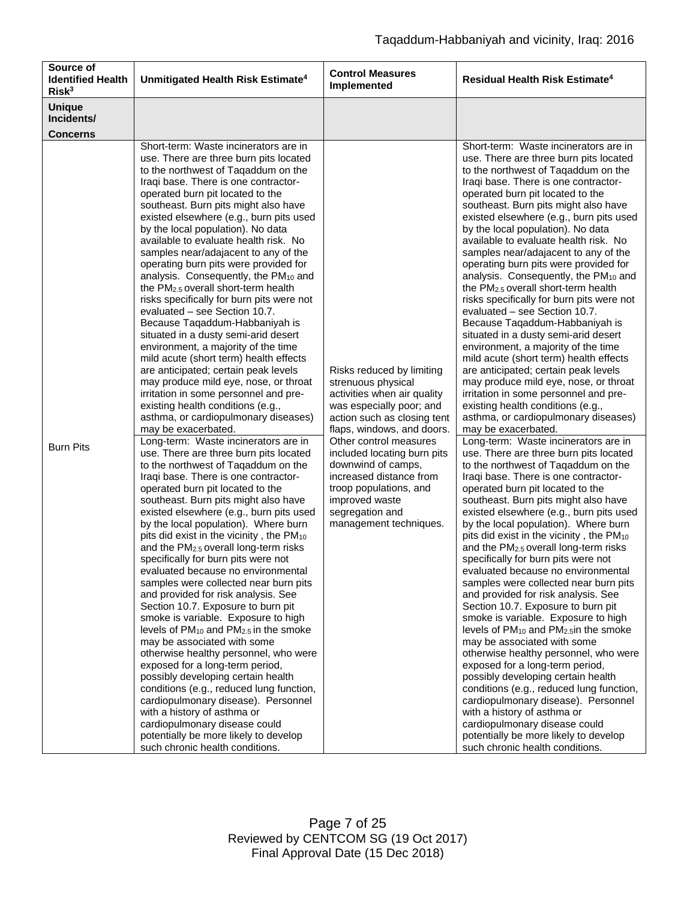| Source of Identified Health Risk[3] | Unmitigated Health Risk Estimate[4] | Control Measures Implemented | Residual Health Risk Estimate[4] |
|---|---|---|---|
| **Unique Incidents/ Concerns** | | | |
| Burn Pits | Short-term: Waste incinerators are in use. There are three burn pits located to the northwest of Taqaddum on the Iraqi base. There is one contractor-operated burn pit located to the southeast. Burn pits might also have existed elsewhere (e.g., burn pits used by the local population). No data available to evaluate health risk. No samples near/adajacent to any of the operating burn pits were provided for analysis. Consequently, the $PM_{10}$ and the $PM_{2.5}$ overall short-term health risks specifically for burn pits were not evaluated – see Section 10.7. Because Taqaddum-Habbaniyah is situated in a dusty semi-arid desert environment, a majority of the time mild acute (short term) health effects are anticipated; certain peak levels may produce mild eye, nose, or throat irritation in some personnel and pre-existing health conditions (e.g., asthma, or cardiopulmonary diseases) may be exacerbated.<br>Long-term: Waste incinerators are in use. There are three burn pits located to the northwest of Taqaddum on the Iraqi base. There is one contractor-operated burn pit located to the southeast. Burn pits might also have existed elsewhere (e.g., burn pits used by the local population). Where burn pits did exist in the vicinity , the $PM_{10}$ and the $PM_{2.5}$ overall long-term risks specifically for burn pits were not evaluated because no environmental samples were collected near burn pits and provided for risk analysis. See Section 10.7. Exposure to burn pit smoke is variable. Exposure to high levels of $PM_{10}$ and $PM_{2.5}$ in the smoke may be associated with some otherwise healthy personnel, who were exposed for a long-term period, possibly developing certain health conditions (e.g., reduced lung function, cardiopulmonary disease). Personnel with a history of asthma or cardiopulmonary disease could potentially be more likely to develop such chronic health conditions. | Risks reduced by limiting strenuous physical activities when air quality was especially poor; and action such as closing tent flaps, windows, and doors. Other control measures included locating burn pits downwind of camps, increased distance from troop populations, and improved waste segregation and management techniques. | Short-term: Waste incinerators are in use. There are three burn pits located to the northwest of Taqaddum on the Iraqi base. There is one contractor-operated burn pit located to the southeast. Burn pits might also have existed elsewhere (e.g., burn pits used by the local population). No data available to evaluate health risk. No samples near/adajacent to any of the operating burn pits were provided for analysis. Consequently, the $PM_{10}$ and the $PM_{2.5}$ overall short-term health risks specifically for burn pits were not evaluated – see Section 10.7. Because Taqaddum-Habbaniyah is situated in a dusty semi-arid desert environment, a majority of the time mild acute (short term) health effects are anticipated; certain peak levels may produce mild eye, nose, or throat irritation in some personnel and pre-existing health conditions (e.g., asthma, or cardiopulmonary diseases) may be exacerbated.<br>Long-term: Waste incinerators are in use. There are three burn pits located to the northwest of Taqaddum on the Iraqi base. There is one contractor-operated burn pit located to the southeast. Burn pits might also have existed elsewhere (e.g., burn pits used by the local population). Where burn pits did exist in the vicinity , the $PM_{10}$ and the $PM_{2.5}$ overall long-term risks specifically for burn pits were not evaluated because no environmental samples were collected near burn pits and provided for risk analysis. See Section 10.7. Exposure to burn pit smoke is variable. Exposure to high levels of $PM_{10}$ and $PM_{2.5}$in the smoke may be associated with some otherwise healthy personnel, who were exposed for a long-term period, possibly developing certain health conditions (e.g., reduced lung function, cardiopulmonary disease). Personnel with a history of asthma or cardiopulmonary disease could potentially be more likely to develop such chronic health conditions. |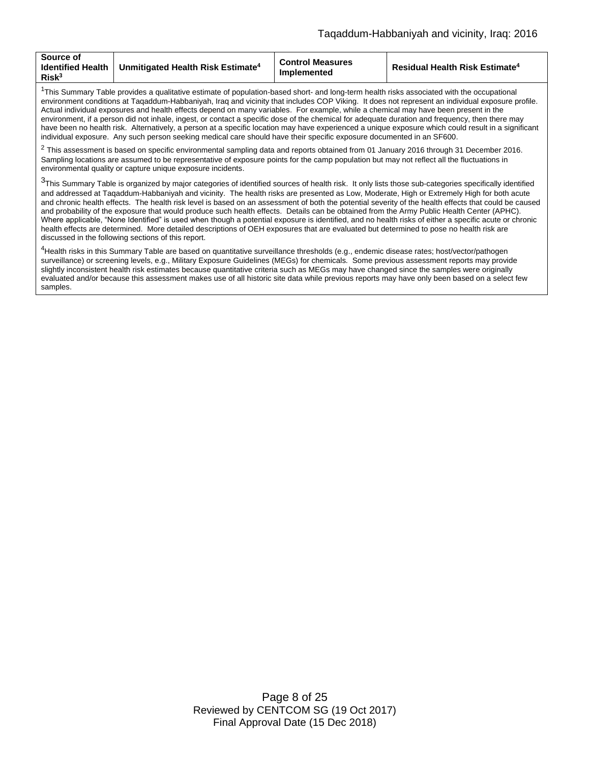| Source of Identified Health Risk[3] | Unmitigated Health Risk Estimate[4] | Control Measures Implemented | Residual Health Risk Estimate[4] |
|---|---|---|---|

[1]This Summary Table provides a qualitative estimate of population-based short- and long-term health risks associated with the occupational environment conditions at Taqaddum-Habbaniyah, Iraq and vicinity that includes COP Viking. It does not represent an individual exposure profile. Actual individual exposures and health effects depend on many variables. For example, while a chemical may have been present in the environment, if a person did not inhale, ingest, or contact a specific dose of the chemical for adequate duration and frequency, then there may have been no health risk. Alternatively, a person at a specific location may have experienced a unique exposure which could result in a significant individual exposure. Any such person seeking medical care should have their specific exposure documented in an SF600.

[2] This assessment is based on specific environmental sampling data and reports obtained from 01 January 2016 through 31 December 2016. Sampling locations are assumed to be representative of exposure points for the camp population but may not reflect all the fluctuations in environmental quality or capture unique exposure incidents.

[3]This Summary Table is organized by major categories of identified sources of health risk. It only lists those sub-categories specifically identified and addressed at Taqaddum-Habbaniyah and vicinity. The health risks are presented as Low, Moderate, High or Extremely High for both acute and chronic health effects. The health risk level is based on an assessment of both the potential severity of the health effects that could be caused and probability of the exposure that would produce such health effects. Details can be obtained from the Army Public Health Center (APHC). Where applicable, "None Identified" is used when though a potential exposure is identified, and no health risks of either a specific acute or chronic health effects are determined. More detailed descriptions of OEH exposures that are evaluated but determined to pose no health risk are discussed in the following sections of this report.

[4]Health risks in this Summary Table are based on quantitative surveillance thresholds (e.g., endemic disease rates; host/vector/pathogen surveillance) or screening levels, e.g., Military Exposure Guidelines (MEGs) for chemicals. Some previous assessment reports may provide slightly inconsistent health risk estimates because quantitative criteria such as MEGs may have changed since the samples were originally evaluated and/or because this assessment makes use of all historic site data while previous reports may have only been based on a select few samples.

Reviewed by CENTCOM SG (19 Oct 2017)
Final Approval Date (15 Dec 2018)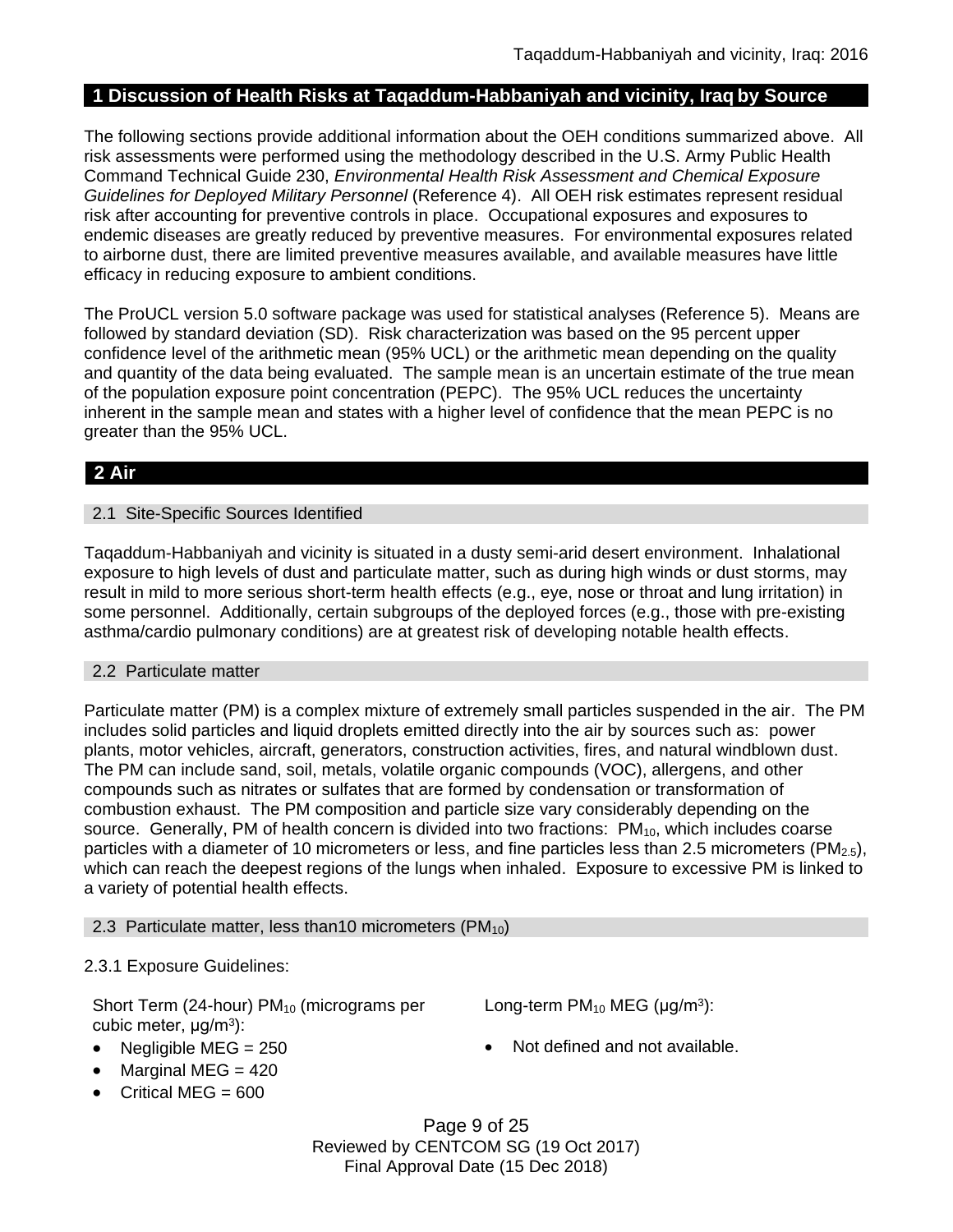## 1 Discussion of Health Risks at Taqaddum-Habbaniyah and vicinity, Iraq by Source

The following sections provide additional information about the OEH conditions summarized above. All risk assessments were performed using the methodology described in the U.S. Army Public Health Command Technical Guide 230, *Environmental Health Risk Assessment and Chemical Exposure Guidelines for Deployed Military Personnel* (Reference 4). All OEH risk estimates represent residual risk after accounting for preventive controls in place. Occupational exposures and exposures to endemic diseases are greatly reduced by preventive measures. For environmental exposures related to airborne dust, there are limited preventive measures available, and available measures have little efficacy in reducing exposure to ambient conditions.

The ProUCL version 5.0 software package was used for statistical analyses (Reference 5). Means are followed by standard deviation (SD). Risk characterization was based on the 95 percent upper confidence level of the arithmetic mean (95% UCL) or the arithmetic mean depending on the quality and quantity of the data being evaluated. The sample mean is an uncertain estimate of the true mean of the population exposure point concentration (PEPC). The 95% UCL reduces the uncertainty inherent in the sample mean and states with a higher level of confidence that the mean PEPC is no greater than the 95% UCL.

## 2 Air

### 2.1 Site-Specific Sources Identified

Taqaddum-Habbaniyah and vicinity is situated in a dusty semi-arid desert environment. Inhalational exposure to high levels of dust and particulate matter, such as during high winds or dust storms, may result in mild to more serious short-term health effects (e.g., eye, nose or throat and lung irritation) in some personnel. Additionally, certain subgroups of the deployed forces (e.g., those with pre-existing asthma/cardio pulmonary conditions) are at greatest risk of developing notable health effects.

### 2.2 Particulate matter

Particulate matter (PM) is a complex mixture of extremely small particles suspended in the air. The PM includes solid particles and liquid droplets emitted directly into the air by sources such as: power plants, motor vehicles, aircraft, generators, construction activities, fires, and natural windblown dust. The PM can include sand, soil, metals, volatile organic compounds (VOC), allergens, and other compounds such as nitrates or sulfates that are formed by condensation or transformation of combustion exhaust. The PM composition and particle size vary considerably depending on the source. Generally, PM of health concern is divided into two fractions: $PM_{10}$, which includes coarse particles with a diameter of 10 micrometers or less, and fine particles less than 2.5 micrometers ($PM_{2.5}$), which can reach the deepest regions of the lungs when inhaled. Exposure to excessive PM is linked to a variety of potential health effects.

### 2.3 Particulate matter, less than10 micrometers ($PM_{10}$)

2.3.1 Exposure Guidelines:

Short Term (24-hour) $PM_{10}$ (micrograms per cubic meter, μg/m$^3$):

- Negligible MEG = 250
- Marginal MEG = 420
- Critical MEG = 600

Long-term $PM_{10}$ MEG (μg/m$^3$):

- Not defined and not available.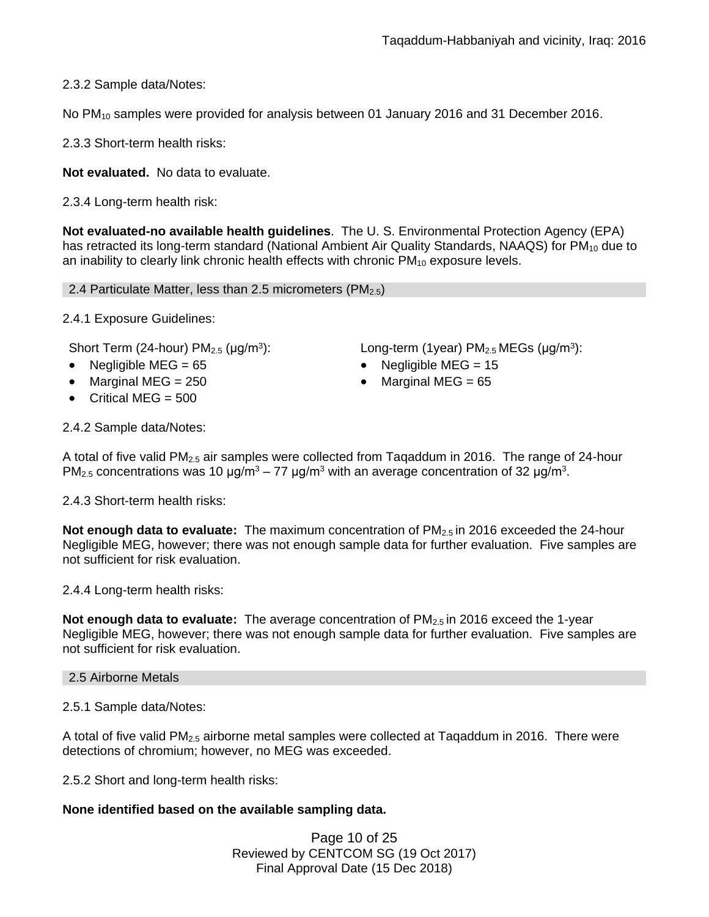2.3.2 Sample data/Notes:

No $PM_{10}$ samples were provided for analysis between 01 January 2016 and 31 December 2016.

2.3.3 Short-term health risks:

**Not evaluated.** No data to evaluate.

2.3.4 Long-term health risk:

**Not evaluated-no available health guidelines**. The U. S. Environmental Protection Agency (EPA) has retracted its long-term standard (National Ambient Air Quality Standards, NAAQS) for $PM_{10}$ due to an inability to clearly link chronic health effects with chronic $PM_{10}$ exposure levels.

## 2.4 Particulate Matter, less than 2.5 micrometers ($PM_{2.5}$)

2.4.1 Exposure Guidelines:

Short Term (24-hour) $PM_{2.5}$ (μg/m$^3$):

- Negligible MEG = 65
- Marginal MEG = 250
- Critical MEG = 500

Long-term (1year) $PM_{2.5}$ MEGs (μg/m$^3$):

- Negligible MEG = 15
- Marginal MEG = 65

2.4.2 Sample data/Notes:

A total of five valid $PM_{2.5}$ air samples were collected from Taqaddum in 2016. The range of 24-hour $PM_{2.5}$ concentrations was 10 μg/m$^3$ – 77 μg/m$^3$ with an average concentration of 32 μg/m$^3$.

2.4.3 Short-term health risks:

**Not enough data to evaluate:** The maximum concentration of $PM_{2.5}$ in 2016 exceeded the 24-hour Negligible MEG, however; there was not enough sample data for further evaluation. Five samples are not sufficient for risk evaluation.

2.4.4 Long-term health risks:

**Not enough data to evaluate:** The average concentration of $PM_{2.5}$ in 2016 exceed the 1-year Negligible MEG, however; there was not enough sample data for further evaluation. Five samples are not sufficient for risk evaluation.

## 2.5 Airborne Metals

2.5.1 Sample data/Notes:

A total of five valid $PM_{2.5}$ airborne metal samples were collected at Taqaddum in 2016. There were detections of chromium; however, no MEG was exceeded.

2.5.2 Short and long-term health risks:

**None identified based on the available sampling data.**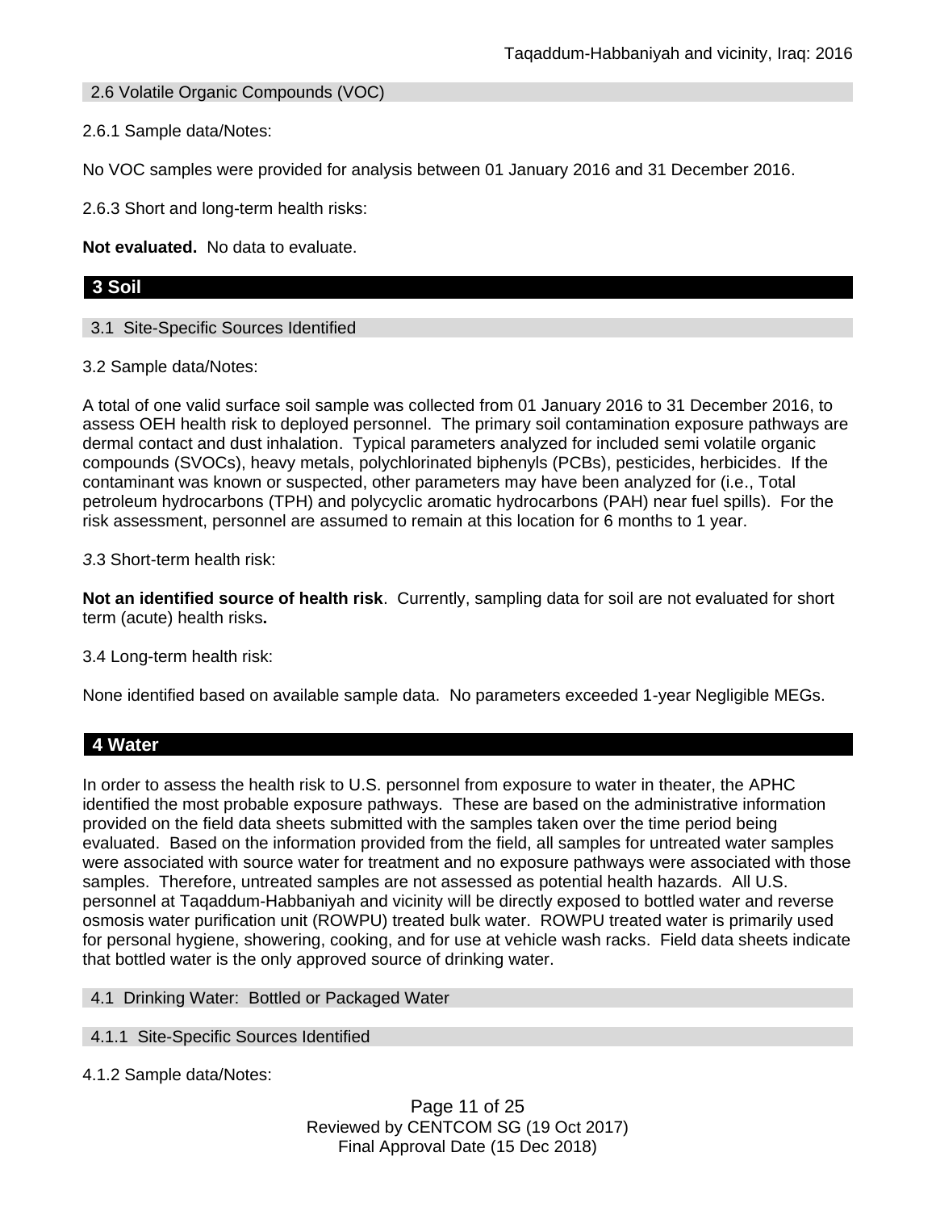### 2.6 Volatile Organic Compounds (VOC)

2.6.1 Sample data/Notes:

No VOC samples were provided for analysis between 01 January 2016 and 31 December 2016.

2.6.3 Short and long-term health risks:

**Not evaluated.** No data to evaluate.

## 3 Soil

### 3.1 Site-Specific Sources Identified

3.2 Sample data/Notes:

A total of one valid surface soil sample was collected from 01 January 2016 to 31 December 2016, to assess OEH health risk to deployed personnel. The primary soil contamination exposure pathways are dermal contact and dust inhalation. Typical parameters analyzed for included semi volatile organic compounds (SVOCs), heavy metals, polychlorinated biphenyls (PCBs), pesticides, herbicides. If the contaminant was known or suspected, other parameters may have been analyzed for (i.e., Total petroleum hydrocarbons (TPH) and polycyclic aromatic hydrocarbons (PAH) near fuel spills). For the risk assessment, personnel are assumed to remain at this location for 6 months to 1 year.

*3*.3 Short-term health risk:

**Not an identified source of health risk**. Currently, sampling data for soil are not evaluated for short term (acute) health risks**.**

3.4 Long-term health risk:

None identified based on available sample data. No parameters exceeded 1-year Negligible MEGs.

## 4 Water

In order to assess the health risk to U.S. personnel from exposure to water in theater, the APHC identified the most probable exposure pathways. These are based on the administrative information provided on the field data sheets submitted with the samples taken over the time period being evaluated. Based on the information provided from the field, all samples for untreated water samples were associated with source water for treatment and no exposure pathways were associated with those samples. Therefore, untreated samples are not assessed as potential health hazards. All U.S. personnel at Taqaddum-Habbaniyah and vicinity will be directly exposed to bottled water and reverse osmosis water purification unit (ROWPU) treated bulk water. ROWPU treated water is primarily used for personal hygiene, showering, cooking, and for use at vehicle wash racks. Field data sheets indicate that bottled water is the only approved source of drinking water.

### 4.1 Drinking Water: Bottled or Packaged Water

### 4.1.1 Site-Specific Sources Identified

4.1.2 Sample data/Notes: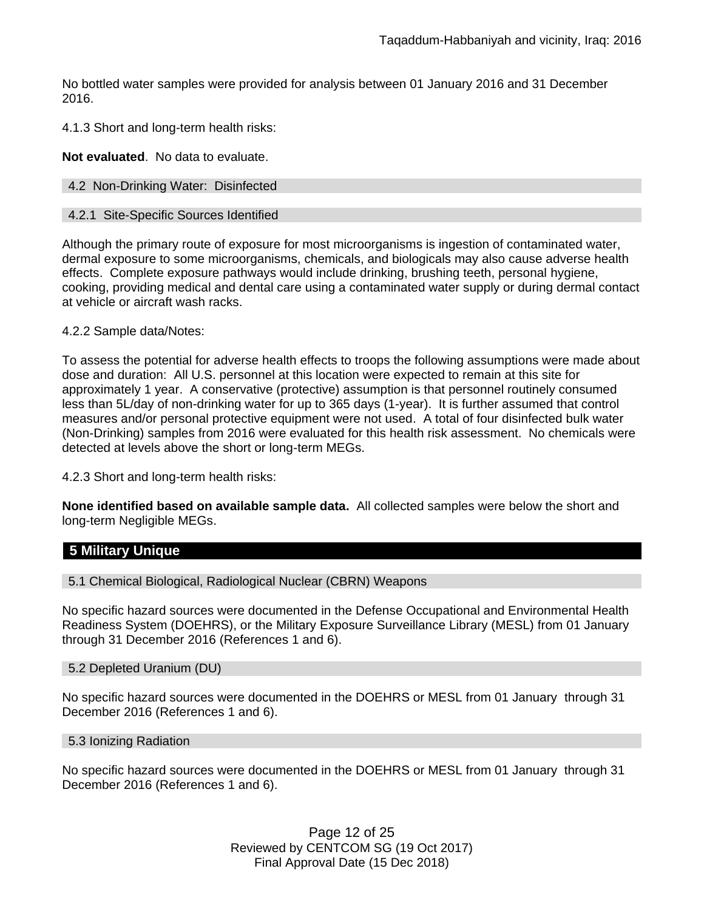No bottled water samples were provided for analysis between 01 January 2016 and 31 December 2016.

4.1.3 Short and long-term health risks:

**Not evaluated**. No data to evaluate.

### 4.2 Non-Drinking Water: Disinfected

#### 4.2.1 Site-Specific Sources Identified

Although the primary route of exposure for most microorganisms is ingestion of contaminated water, dermal exposure to some microorganisms, chemicals, and biologicals may also cause adverse health effects. Complete exposure pathways would include drinking, brushing teeth, personal hygiene, cooking, providing medical and dental care using a contaminated water supply or during dermal contact at vehicle or aircraft wash racks.

4.2.2 Sample data/Notes:

To assess the potential for adverse health effects to troops the following assumptions were made about dose and duration: All U.S. personnel at this location were expected to remain at this site for approximately 1 year. A conservative (protective) assumption is that personnel routinely consumed less than 5L/day of non-drinking water for up to 365 days (1-year). It is further assumed that control measures and/or personal protective equipment were not used. A total of four disinfected bulk water (Non-Drinking) samples from 2016 were evaluated for this health risk assessment. No chemicals were detected at levels above the short or long-term MEGs.

4.2.3 Short and long-term health risks:

**None identified based on available sample data.** All collected samples were below the short and long-term Negligible MEGs.

## 5 Military Unique

### 5.1 Chemical Biological, Radiological Nuclear (CBRN) Weapons

No specific hazard sources were documented in the Defense Occupational and Environmental Health Readiness System (DOEHRS), or the Military Exposure Surveillance Library (MESL) from 01 January through 31 December 2016 (References 1 and 6).

### 5.2 Depleted Uranium (DU)

No specific hazard sources were documented in the DOEHRS or MESL from 01 January through 31 December 2016 (References 1 and 6).

### 5.3 Ionizing Radiation

No specific hazard sources were documented in the DOEHRS or MESL from 01 January through 31 December 2016 (References 1 and 6).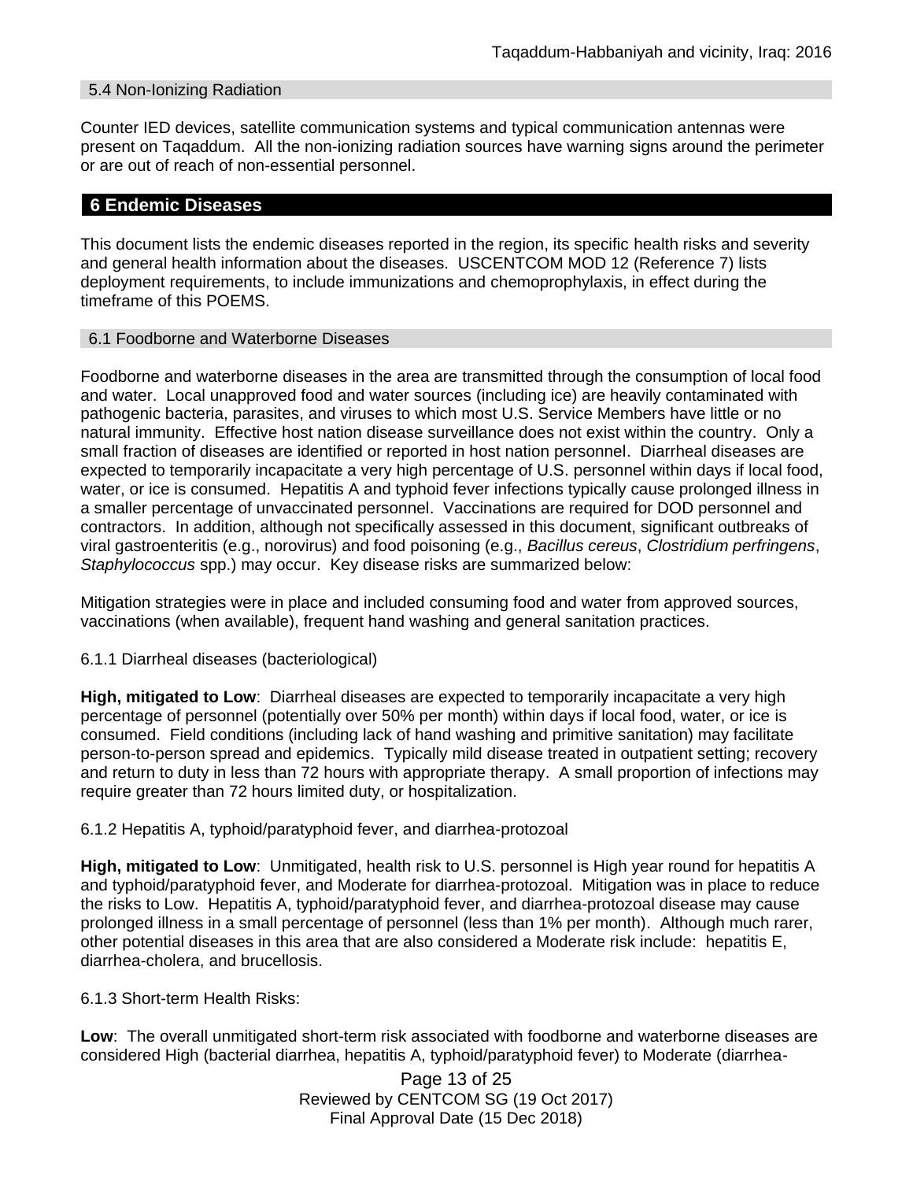### 5.4 Non-Ionizing Radiation

Counter IED devices, satellite communication systems and typical communication antennas were present on Taqaddum. All the non-ionizing radiation sources have warning signs around the perimeter or are out of reach of non-essential personnel.

## 6 Endemic Diseases

This document lists the endemic diseases reported in the region, its specific health risks and severity and general health information about the diseases. USCENTCOM MOD 12 (Reference 7) lists deployment requirements, to include immunizations and chemoprophylaxis, in effect during the timeframe of this POEMS.

### 6.1 Foodborne and Waterborne Diseases

Foodborne and waterborne diseases in the area are transmitted through the consumption of local food and water. Local unapproved food and water sources (including ice) are heavily contaminated with pathogenic bacteria, parasites, and viruses to which most U.S. Service Members have little or no natural immunity. Effective host nation disease surveillance does not exist within the country. Only a small fraction of diseases are identified or reported in host nation personnel. Diarrheal diseases are expected to temporarily incapacitate a very high percentage of U.S. personnel within days if local food, water, or ice is consumed. Hepatitis A and typhoid fever infections typically cause prolonged illness in a smaller percentage of unvaccinated personnel. Vaccinations are required for DOD personnel and contractors. In addition, although not specifically assessed in this document, significant outbreaks of viral gastroenteritis (e.g., norovirus) and food poisoning (e.g., *Bacillus cereus*, *Clostridium perfringens*, *Staphylococcus* spp.) may occur. Key disease risks are summarized below:

Mitigation strategies were in place and included consuming food and water from approved sources, vaccinations (when available), frequent hand washing and general sanitation practices.

#### 6.1.1 Diarrheal diseases (bacteriological)

**High, mitigated to Low**: Diarrheal diseases are expected to temporarily incapacitate a very high percentage of personnel (potentially over 50% per month) within days if local food, water, or ice is consumed. Field conditions (including lack of hand washing and primitive sanitation) may facilitate person-to-person spread and epidemics. Typically mild disease treated in outpatient setting; recovery and return to duty in less than 72 hours with appropriate therapy. A small proportion of infections may require greater than 72 hours limited duty, or hospitalization.

#### 6.1.2 Hepatitis A, typhoid/paratyphoid fever, and diarrhea-protozoal

**High, mitigated to Low**: Unmitigated, health risk to U.S. personnel is High year round for hepatitis A and typhoid/paratyphoid fever, and Moderate for diarrhea-protozoal. Mitigation was in place to reduce the risks to Low. Hepatitis A, typhoid/paratyphoid fever, and diarrhea-protozoal disease may cause prolonged illness in a small percentage of personnel (less than 1% per month). Although much rarer, other potential diseases in this area that are also considered a Moderate risk include: hepatitis E, diarrhea-cholera, and brucellosis.

#### 6.1.3 Short-term Health Risks:

**Low**: The overall unmitigated short-term risk associated with foodborne and waterborne diseases are considered High (bacterial diarrhea, hepatitis A, typhoid/paratyphoid fever) to Moderate (diarrhea-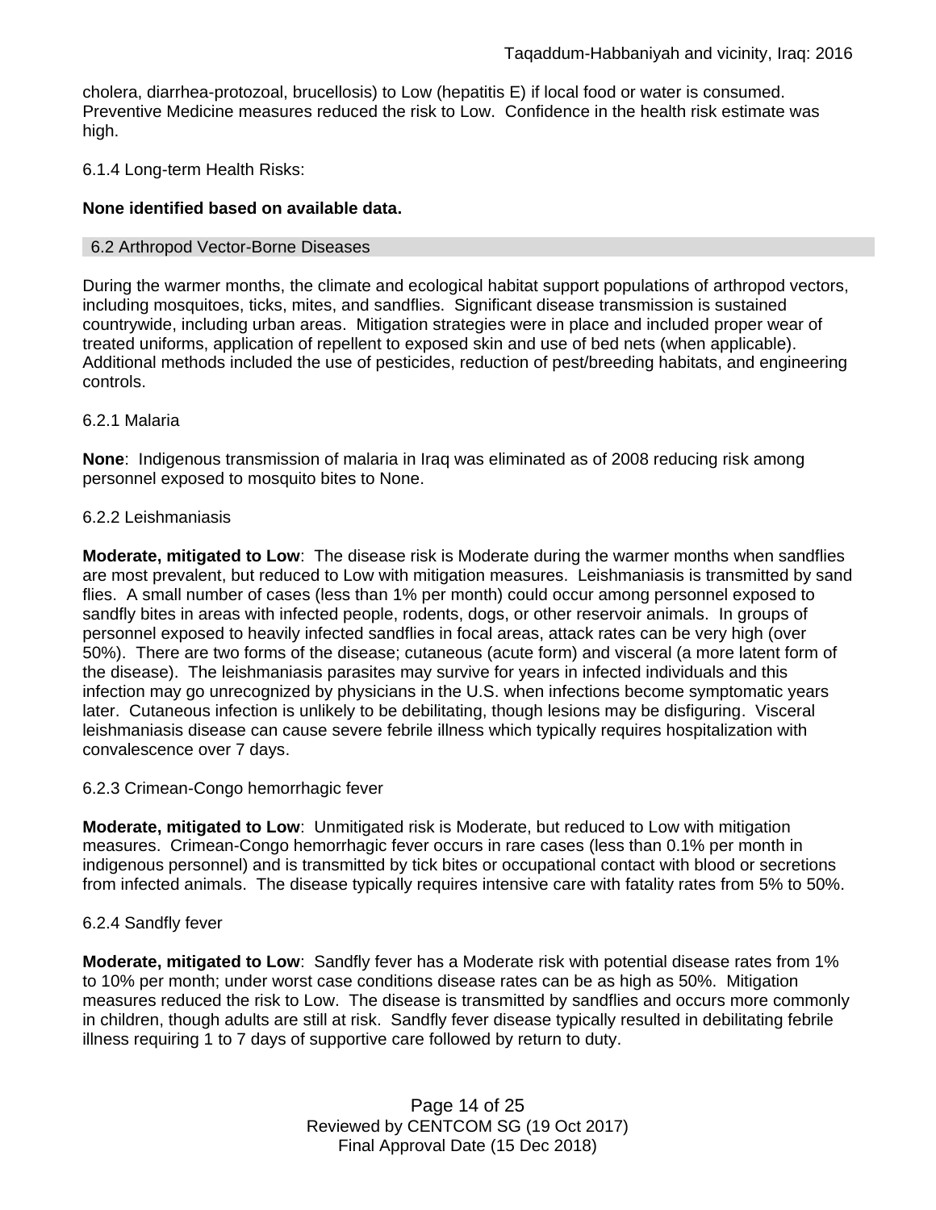cholera, diarrhea-protozoal, brucellosis) to Low (hepatitis E) if local food or water is consumed. Preventive Medicine measures reduced the risk to Low. Confidence in the health risk estimate was high.

6.1.4 Long-term Health Risks:

**None identified based on available data.**

## 6.2 Arthropod Vector-Borne Diseases

During the warmer months, the climate and ecological habitat support populations of arthropod vectors, including mosquitoes, ticks, mites, and sandflies. Significant disease transmission is sustained countrywide, including urban areas. Mitigation strategies were in place and included proper wear of treated uniforms, application of repellent to exposed skin and use of bed nets (when applicable). Additional methods included the use of pesticides, reduction of pest/breeding habitats, and engineering controls.

6.2.1 Malaria

**None**: Indigenous transmission of malaria in Iraq was eliminated as of 2008 reducing risk among personnel exposed to mosquito bites to None.

6.2.2 Leishmaniasis

**Moderate, mitigated to Low**: The disease risk is Moderate during the warmer months when sandflies are most prevalent, but reduced to Low with mitigation measures. Leishmaniasis is transmitted by sand flies. A small number of cases (less than 1% per month) could occur among personnel exposed to sandfly bites in areas with infected people, rodents, dogs, or other reservoir animals. In groups of personnel exposed to heavily infected sandflies in focal areas, attack rates can be very high (over 50%). There are two forms of the disease; cutaneous (acute form) and visceral (a more latent form of the disease). The leishmaniasis parasites may survive for years in infected individuals and this infection may go unrecognized by physicians in the U.S. when infections become symptomatic years later. Cutaneous infection is unlikely to be debilitating, though lesions may be disfiguring. Visceral leishmaniasis disease can cause severe febrile illness which typically requires hospitalization with convalescence over 7 days.

6.2.3 Crimean-Congo hemorrhagic fever

**Moderate, mitigated to Low**: Unmitigated risk is Moderate, but reduced to Low with mitigation measures. Crimean-Congo hemorrhagic fever occurs in rare cases (less than 0.1% per month in indigenous personnel) and is transmitted by tick bites or occupational contact with blood or secretions from infected animals. The disease typically requires intensive care with fatality rates from 5% to 50%.

6.2.4 Sandfly fever

**Moderate, mitigated to Low**: Sandfly fever has a Moderate risk with potential disease rates from 1% to 10% per month; under worst case conditions disease rates can be as high as 50%. Mitigation measures reduced the risk to Low. The disease is transmitted by sandflies and occurs more commonly in children, though adults are still at risk. Sandfly fever disease typically resulted in debilitating febrile illness requiring 1 to 7 days of supportive care followed by return to duty.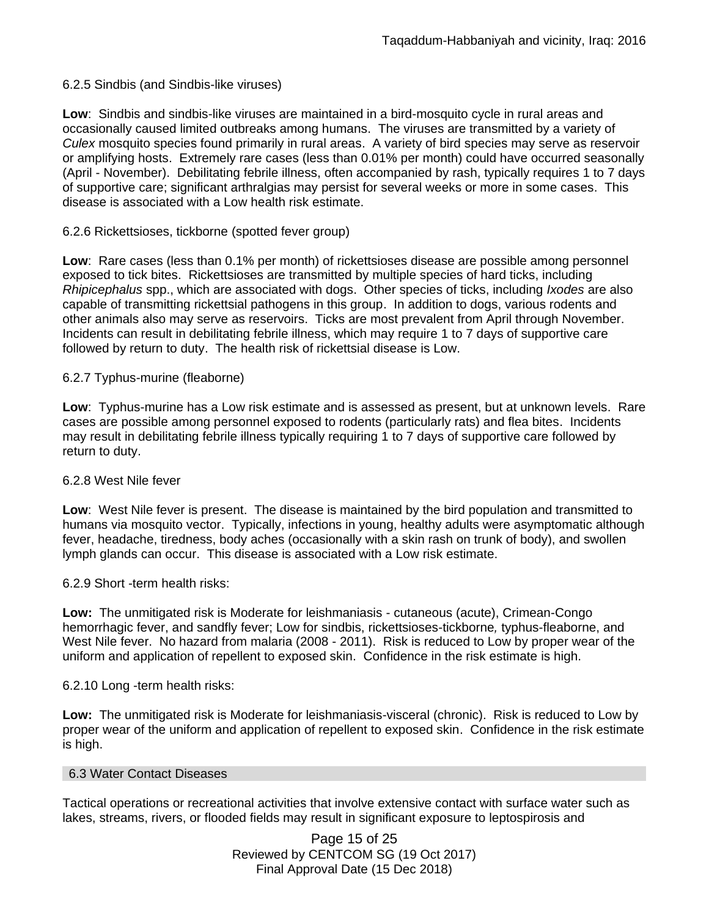6.2.5 Sindbis (and Sindbis-like viruses)

**Low**: Sindbis and sindbis-like viruses are maintained in a bird-mosquito cycle in rural areas and occasionally caused limited outbreaks among humans. The viruses are transmitted by a variety of *Culex* mosquito species found primarily in rural areas. A variety of bird species may serve as reservoir or amplifying hosts. Extremely rare cases (less than 0.01% per month) could have occurred seasonally (April - November). Debilitating febrile illness, often accompanied by rash, typically requires 1 to 7 days of supportive care; significant arthralgias may persist for several weeks or more in some cases. This disease is associated with a Low health risk estimate.

6.2.6 Rickettsioses, tickborne (spotted fever group)

**Low**: Rare cases (less than 0.1% per month) of rickettsioses disease are possible among personnel exposed to tick bites. Rickettsioses are transmitted by multiple species of hard ticks, including *Rhipicephalus* spp., which are associated with dogs. Other species of ticks, including *Ixodes* are also capable of transmitting rickettsial pathogens in this group. In addition to dogs, various rodents and other animals also may serve as reservoirs. Ticks are most prevalent from April through November. Incidents can result in debilitating febrile illness, which may require 1 to 7 days of supportive care followed by return to duty. The health risk of rickettsial disease is Low.

6.2.7 Typhus-murine (fleaborne)

**Low**: Typhus-murine has a Low risk estimate and is assessed as present, but at unknown levels. Rare cases are possible among personnel exposed to rodents (particularly rats) and flea bites. Incidents may result in debilitating febrile illness typically requiring 1 to 7 days of supportive care followed by return to duty.

6.2.8 West Nile fever

**Low**: West Nile fever is present. The disease is maintained by the bird population and transmitted to humans via mosquito vector. Typically, infections in young, healthy adults were asymptomatic although fever, headache, tiredness, body aches (occasionally with a skin rash on trunk of body), and swollen lymph glands can occur. This disease is associated with a Low risk estimate.

6.2.9 Short -term health risks:

**Low:** The unmitigated risk is Moderate for leishmaniasis - cutaneous (acute), Crimean-Congo hemorrhagic fever, and sandfly fever; Low for sindbis, rickettsioses-tickborne*,* typhus-fleaborne, and West Nile fever. No hazard from malaria (2008 - 2011). Risk is reduced to Low by proper wear of the uniform and application of repellent to exposed skin. Confidence in the risk estimate is high.

6.2.10 Long -term health risks:

**Low:** The unmitigated risk is Moderate for leishmaniasis-visceral (chronic). Risk is reduced to Low by proper wear of the uniform and application of repellent to exposed skin. Confidence in the risk estimate is high.

## 6.3 Water Contact Diseases

Tactical operations or recreational activities that involve extensive contact with surface water such as lakes, streams, rivers, or flooded fields may result in significant exposure to leptospirosis and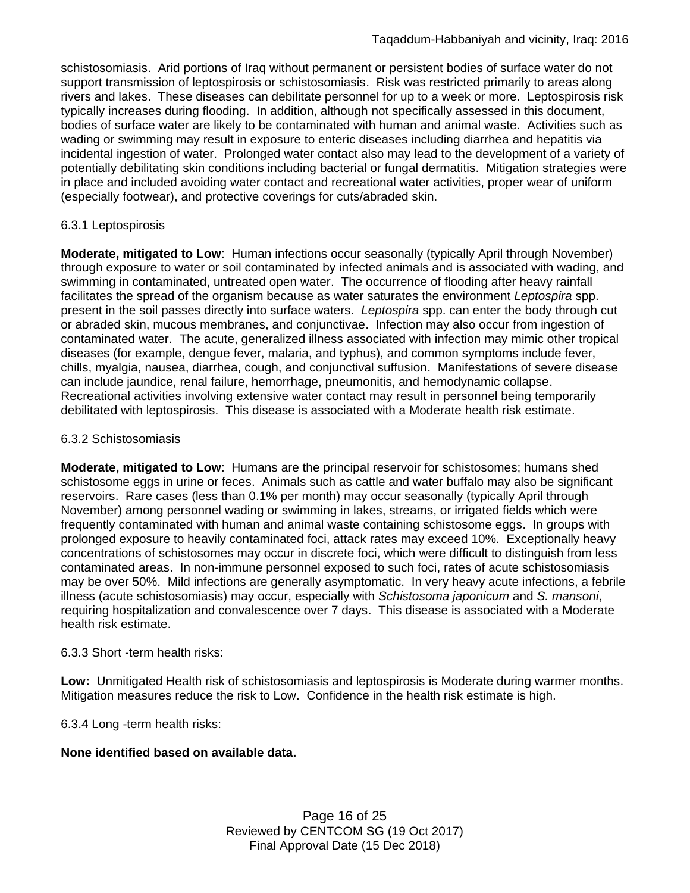schistosomiasis. Arid portions of Iraq without permanent or persistent bodies of surface water do not support transmission of leptospirosis or schistosomiasis. Risk was restricted primarily to areas along rivers and lakes. These diseases can debilitate personnel for up to a week or more. Leptospirosis risk typically increases during flooding. In addition, although not specifically assessed in this document, bodies of surface water are likely to be contaminated with human and animal waste. Activities such as wading or swimming may result in exposure to enteric diseases including diarrhea and hepatitis via incidental ingestion of water. Prolonged water contact also may lead to the development of a variety of potentially debilitating skin conditions including bacterial or fungal dermatitis. Mitigation strategies were in place and included avoiding water contact and recreational water activities, proper wear of uniform (especially footwear), and protective coverings for cuts/abraded skin.

6.3.1 Leptospirosis

**Moderate, mitigated to Low**: Human infections occur seasonally (typically April through November) through exposure to water or soil contaminated by infected animals and is associated with wading, and swimming in contaminated, untreated open water. The occurrence of flooding after heavy rainfall facilitates the spread of the organism because as water saturates the environment *Leptospira* spp. present in the soil passes directly into surface waters. *Leptospira* spp. can enter the body through cut or abraded skin, mucous membranes, and conjunctivae. Infection may also occur from ingestion of contaminated water. The acute, generalized illness associated with infection may mimic other tropical diseases (for example, dengue fever, malaria, and typhus), and common symptoms include fever, chills, myalgia, nausea, diarrhea, cough, and conjunctival suffusion. Manifestations of severe disease can include jaundice, renal failure, hemorrhage, pneumonitis, and hemodynamic collapse. Recreational activities involving extensive water contact may result in personnel being temporarily debilitated with leptospirosis. This disease is associated with a Moderate health risk estimate.

6.3.2 Schistosomiasis

**Moderate, mitigated to Low**: Humans are the principal reservoir for schistosomes; humans shed schistosome eggs in urine or feces. Animals such as cattle and water buffalo may also be significant reservoirs. Rare cases (less than 0.1% per month) may occur seasonally (typically April through November) among personnel wading or swimming in lakes, streams, or irrigated fields which were frequently contaminated with human and animal waste containing schistosome eggs. In groups with prolonged exposure to heavily contaminated foci, attack rates may exceed 10%. Exceptionally heavy concentrations of schistosomes may occur in discrete foci, which were difficult to distinguish from less contaminated areas. In non-immune personnel exposed to such foci, rates of acute schistosomiasis may be over 50%. Mild infections are generally asymptomatic. In very heavy acute infections, a febrile illness (acute schistosomiasis) may occur, especially with *Schistosoma japonicum* and *S. mansoni*, requiring hospitalization and convalescence over 7 days. This disease is associated with a Moderate health risk estimate.

6.3.3 Short -term health risks:

**Low:** Unmitigated Health risk of schistosomiasis and leptospirosis is Moderate during warmer months. Mitigation measures reduce the risk to Low. Confidence in the health risk estimate is high.

6.3.4 Long -term health risks:

**None identified based on available data.**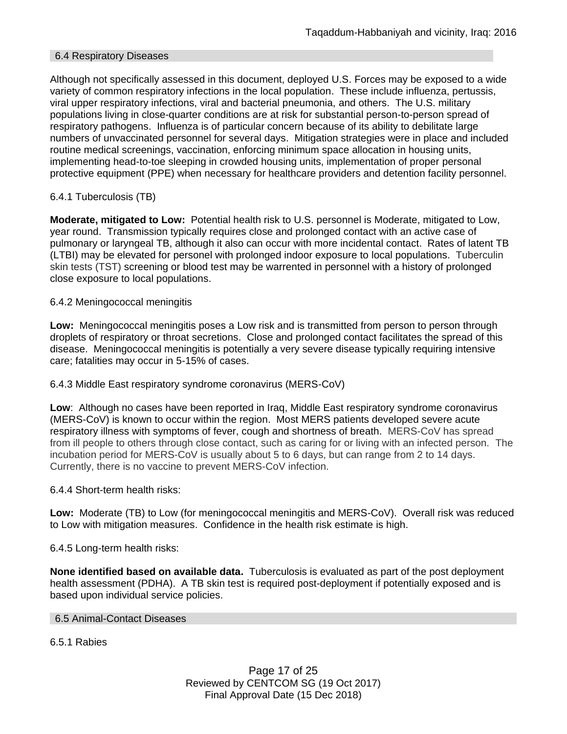## 6.4 Respiratory Diseases

Although not specifically assessed in this document, deployed U.S. Forces may be exposed to a wide variety of common respiratory infections in the local population. These include influenza, pertussis, viral upper respiratory infections, viral and bacterial pneumonia, and others. The U.S. military populations living in close-quarter conditions are at risk for substantial person-to-person spread of respiratory pathogens. Influenza is of particular concern because of its ability to debilitate large numbers of unvaccinated personnel for several days. Mitigation strategies were in place and included routine medical screenings, vaccination, enforcing minimum space allocation in housing units, implementing head-to-toe sleeping in crowded housing units, implementation of proper personal protective equipment (PPE) when necessary for healthcare providers and detention facility personnel.

### 6.4.1 Tuberculosis (TB)

**Moderate, mitigated to Low:** Potential health risk to U.S. personnel is Moderate, mitigated to Low, year round. Transmission typically requires close and prolonged contact with an active case of pulmonary or laryngeal TB, although it also can occur with more incidental contact. Rates of latent TB (LTBI) may be elevated for personel with prolonged indoor exposure to local populations. Tuberculin skin tests (TST) screening or blood test may be warrented in personnel with a history of prolonged close exposure to local populations.

### 6.4.2 Meningococcal meningitis

**Low:** Meningococcal meningitis poses a Low risk and is transmitted from person to person through droplets of respiratory or throat secretions. Close and prolonged contact facilitates the spread of this disease. Meningococcal meningitis is potentially a very severe disease typically requiring intensive care; fatalities may occur in 5-15% of cases.

### 6.4.3 Middle East respiratory syndrome coronavirus (MERS-CoV)

**Low**: Although no cases have been reported in Iraq, Middle East respiratory syndrome coronavirus (MERS-CoV) is known to occur within the region. Most MERS patients developed severe acute respiratory illness with symptoms of fever, cough and shortness of breath. MERS-CoV has spread from ill people to others through close contact, such as caring for or living with an infected person. The incubation period for MERS-CoV is usually about 5 to 6 days, but can range from 2 to 14 days. Currently, there is no vaccine to prevent MERS-CoV infection.

### 6.4.4 Short-term health risks:

**Low:** Moderate (TB) to Low (for meningococcal meningitis and MERS-CoV). Overall risk was reduced to Low with mitigation measures. Confidence in the health risk estimate is high.

### 6.4.5 Long-term health risks:

**None identified based on available data.** Tuberculosis is evaluated as part of the post deployment health assessment (PDHA). A TB skin test is required post-deployment if potentially exposed and is based upon individual service policies.

## 6.5 Animal-Contact Diseases

### 6.5.1 Rabies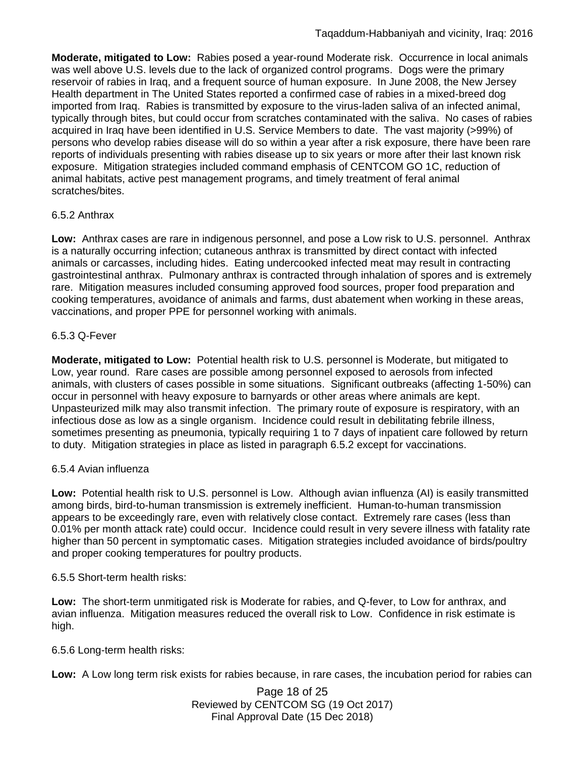**Moderate, mitigated to Low:** Rabies posed a year-round Moderate risk. Occurrence in local animals was well above U.S. levels due to the lack of organized control programs. Dogs were the primary reservoir of rabies in Iraq, and a frequent source of human exposure. In June 2008, the New Jersey Health department in The United States reported a confirmed case of rabies in a mixed-breed dog imported from Iraq. Rabies is transmitted by exposure to the virus-laden saliva of an infected animal, typically through bites, but could occur from scratches contaminated with the saliva. No cases of rabies acquired in Iraq have been identified in U.S. Service Members to date. The vast majority (>99%) of persons who develop rabies disease will do so within a year after a risk exposure, there have been rare reports of individuals presenting with rabies disease up to six years or more after their last known risk exposure. Mitigation strategies included command emphasis of CENTCOM GO 1C, reduction of animal habitats, active pest management programs, and timely treatment of feral animal scratches/bites.

6.5.2 Anthrax

**Low:** Anthrax cases are rare in indigenous personnel, and pose a Low risk to U.S. personnel. Anthrax is a naturally occurring infection; cutaneous anthrax is transmitted by direct contact with infected animals or carcasses, including hides. Eating undercooked infected meat may result in contracting gastrointestinal anthrax. Pulmonary anthrax is contracted through inhalation of spores and is extremely rare. Mitigation measures included consuming approved food sources, proper food preparation and cooking temperatures, avoidance of animals and farms, dust abatement when working in these areas, vaccinations, and proper PPE for personnel working with animals.

6.5.3 Q-Fever

**Moderate, mitigated to Low:** Potential health risk to U.S. personnel is Moderate, but mitigated to Low, year round. Rare cases are possible among personnel exposed to aerosols from infected animals, with clusters of cases possible in some situations. Significant outbreaks (affecting 1-50%) can occur in personnel with heavy exposure to barnyards or other areas where animals are kept. Unpasteurized milk may also transmit infection. The primary route of exposure is respiratory, with an infectious dose as low as a single organism. Incidence could result in debilitating febrile illness, sometimes presenting as pneumonia, typically requiring 1 to 7 days of inpatient care followed by return to duty. Mitigation strategies in place as listed in paragraph 6.5.2 except for vaccinations.

6.5.4 Avian influenza

**Low:** Potential health risk to U.S. personnel is Low. Although avian influenza (AI) is easily transmitted among birds, bird-to-human transmission is extremely inefficient. Human-to-human transmission appears to be exceedingly rare, even with relatively close contact. Extremely rare cases (less than 0.01% per month attack rate) could occur. Incidence could result in very severe illness with fatality rate higher than 50 percent in symptomatic cases. Mitigation strategies included avoidance of birds/poultry and proper cooking temperatures for poultry products.

6.5.5 Short-term health risks:

**Low:** The short-term unmitigated risk is Moderate for rabies, and Q-fever, to Low for anthrax, and avian influenza. Mitigation measures reduced the overall risk to Low. Confidence in risk estimate is high.

6.5.6 Long-term health risks:

**Low:** A Low long term risk exists for rabies because, in rare cases, the incubation period for rabies can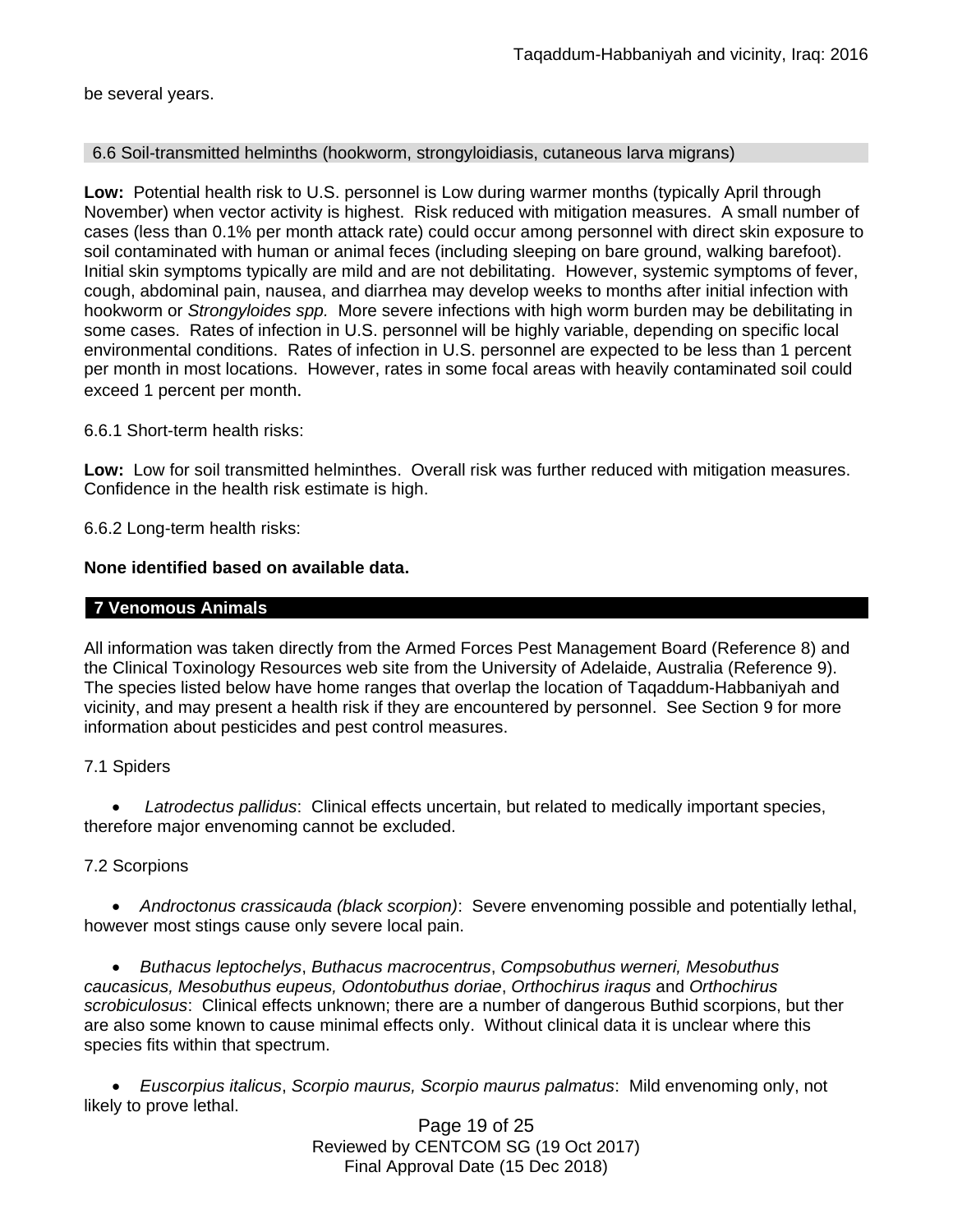be several years.

### 6.6 Soil-transmitted helminths (hookworm, strongyloidiasis, cutaneous larva migrans)

**Low:** Potential health risk to U.S. personnel is Low during warmer months (typically April through November) when vector activity is highest. Risk reduced with mitigation measures. A small number of cases (less than 0.1% per month attack rate) could occur among personnel with direct skin exposure to soil contaminated with human or animal feces (including sleeping on bare ground, walking barefoot). Initial skin symptoms typically are mild and are not debilitating. However, systemic symptoms of fever, cough, abdominal pain, nausea, and diarrhea may develop weeks to months after initial infection with hookworm or *Strongyloides spp.* More severe infections with high worm burden may be debilitating in some cases. Rates of infection in U.S. personnel will be highly variable, depending on specific local environmental conditions. Rates of infection in U.S. personnel are expected to be less than 1 percent per month in most locations. However, rates in some focal areas with heavily contaminated soil could exceed 1 percent per month.

6.6.1 Short-term health risks:

**Low:** Low for soil transmitted helminthes. Overall risk was further reduced with mitigation measures. Confidence in the health risk estimate is high.

6.6.2 Long-term health risks:

**None identified based on available data.**

## 7 Venomous Animals

All information was taken directly from the Armed Forces Pest Management Board (Reference 8) and the Clinical Toxinology Resources web site from the University of Adelaide, Australia (Reference 9). The species listed below have home ranges that overlap the location of Taqaddum-Habbaniyah and vicinity, and may present a health risk if they are encountered by personnel. See Section 9 for more information about pesticides and pest control measures.

7.1 Spiders

- *Latrodectus pallidus*: Clinical effects uncertain, but related to medically important species, therefore major envenoming cannot be excluded.

7.2 Scorpions

- *Androctonus crassicauda (black scorpion)*: Severe envenoming possible and potentially lethal, however most stings cause only severe local pain.
- *Buthacus leptochelys*, *Buthacus macrocentrus*, *Compsobuthus werneri, Mesobuthus caucasicus, Mesobuthus eupeus, Odontobuthus doriae*, *Orthochirus iraqus* and *Orthochirus scrobiculosus*: Clinical effects unknown; there are a number of dangerous Buthid scorpions, but ther are also some known to cause minimal effects only. Without clinical data it is unclear where this species fits within that spectrum.
- *Euscorpius italicus*, *Scorpio maurus, Scorpio maurus palmatus*: Mild envenoming only, not likely to prove lethal.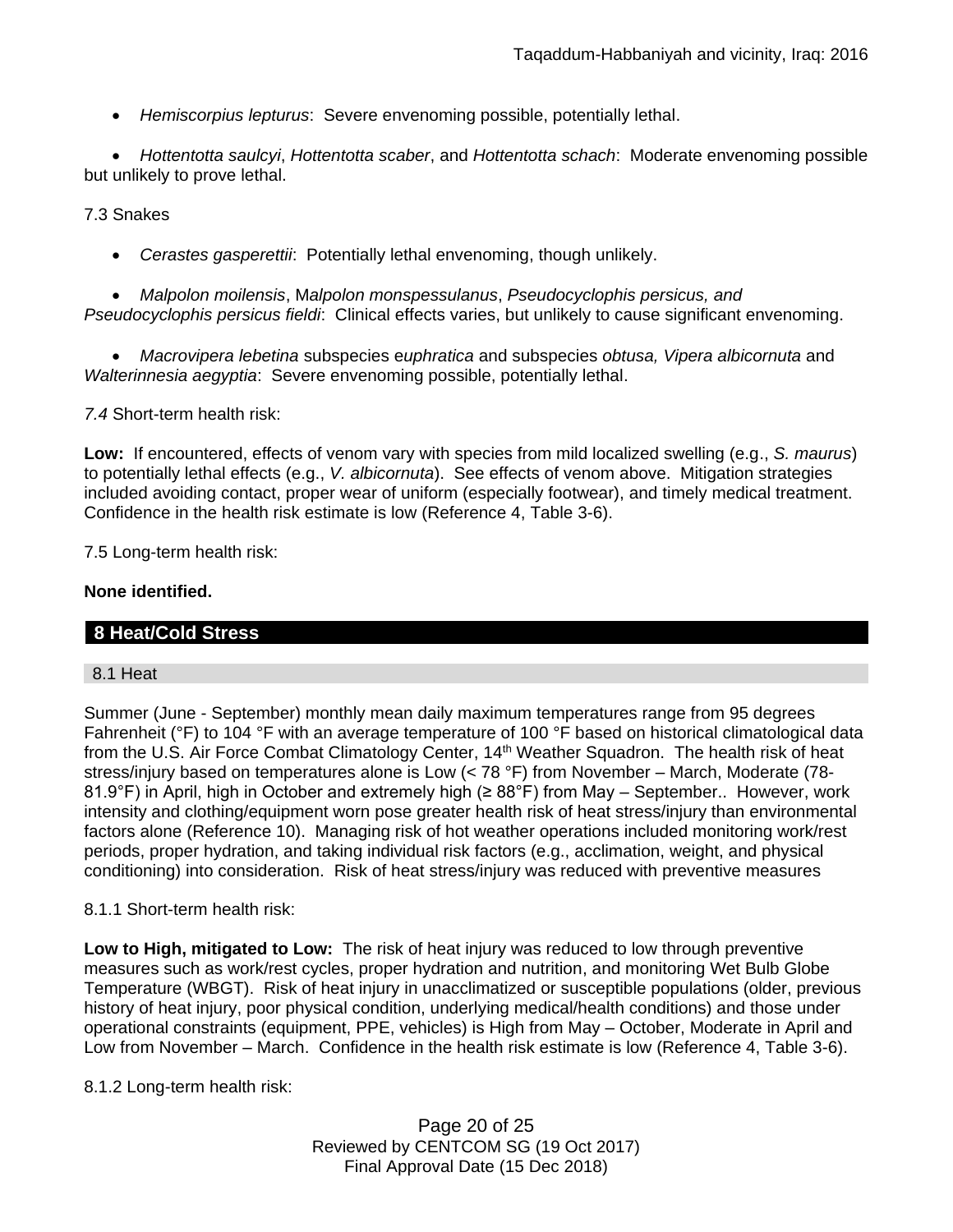- *Hemiscorpius lepturus*: Severe envenoming possible, potentially lethal.

- *Hottentotta saulcyi*, *Hottentotta scaber*, and *Hottentotta schach*: Moderate envenoming possible but unlikely to prove lethal.

7.3 Snakes

- *Cerastes gasperettii*: Potentially lethal envenoming, though unlikely.

- *Malpolon moilensis*, M*alpolon monspessulanus*, *Pseudocyclophis persicus, and Pseudocyclophis persicus fieldi*: Clinical effects varies, but unlikely to cause significant envenoming.

- *Macrovipera lebetina* subspecies e*uphratica* and subspecies *obtusa, Vipera albicornuta* and *Walterinnesia aegyptia*: Severe envenoming possible, potentially lethal.

*7.4* Short-term health risk:

**Low:** If encountered, effects of venom vary with species from mild localized swelling (e.g., *S. maurus*) to potentially lethal effects (e.g., *V. albicornuta*). See effects of venom above. Mitigation strategies included avoiding contact, proper wear of uniform (especially footwear), and timely medical treatment. Confidence in the health risk estimate is low (Reference 4, Table 3-6).

7.5 Long-term health risk:

**None identified.**

## 8 Heat/Cold Stress

### 8.1 Heat

Summer (June - September) monthly mean daily maximum temperatures range from 95 degrees Fahrenheit (°F) to 104 °F with an average temperature of 100 °F based on historical climatological data from the U.S. Air Force Combat Climatology Center, 14th Weather Squadron. The health risk of heat stress/injury based on temperatures alone is Low (< 78 °F) from November – March, Moderate (78-81.9°F) in April, high in October and extremely high (≥ 88°F) from May – September.. However, work intensity and clothing/equipment worn pose greater health risk of heat stress/injury than environmental factors alone (Reference 10). Managing risk of hot weather operations included monitoring work/rest periods, proper hydration, and taking individual risk factors (e.g., acclimation, weight, and physical conditioning) into consideration. Risk of heat stress/injury was reduced with preventive measures

8.1.1 Short-term health risk:

**Low to High, mitigated to Low:** The risk of heat injury was reduced to low through preventive measures such as work/rest cycles, proper hydration and nutrition, and monitoring Wet Bulb Globe Temperature (WBGT). Risk of heat injury in unacclimatized or susceptible populations (older, previous history of heat injury, poor physical condition, underlying medical/health conditions) and those under operational constraints (equipment, PPE, vehicles) is High from May – October, Moderate in April and Low from November – March. Confidence in the health risk estimate is low (Reference 4, Table 3-6).

8.1.2 Long-term health risk: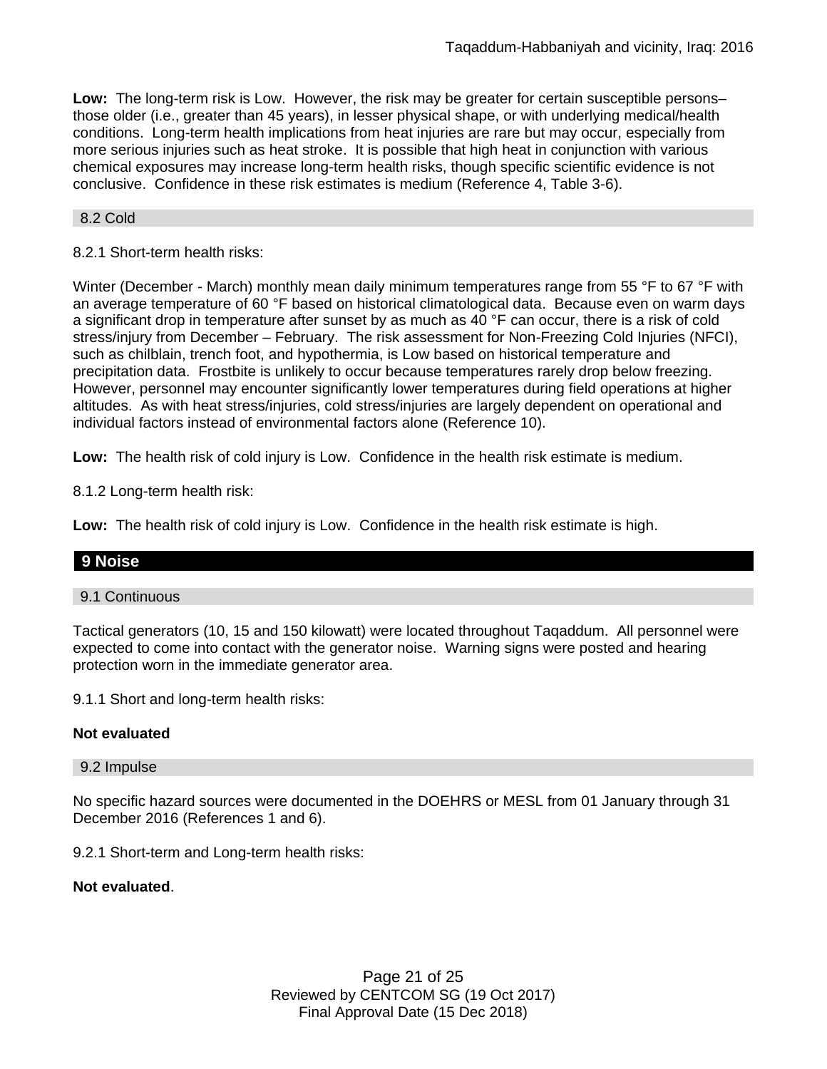**Low:** The long-term risk is Low. However, the risk may be greater for certain susceptible persons– those older (i.e., greater than 45 years), in lesser physical shape, or with underlying medical/health conditions. Long-term health implications from heat injuries are rare but may occur, especially from more serious injuries such as heat stroke. It is possible that high heat in conjunction with various chemical exposures may increase long-term health risks, though specific scientific evidence is not conclusive. Confidence in these risk estimates is medium (Reference 4, Table 3-6).

### 8.2 Cold

8.2.1 Short-term health risks:

Winter (December - March) monthly mean daily minimum temperatures range from 55 °F to 67 °F with an average temperature of 60 °F based on historical climatological data. Because even on warm days a significant drop in temperature after sunset by as much as 40 °F can occur, there is a risk of cold stress/injury from December – February. The risk assessment for Non-Freezing Cold Injuries (NFCI), such as chilblain, trench foot, and hypothermia, is Low based on historical temperature and precipitation data. Frostbite is unlikely to occur because temperatures rarely drop below freezing. However, personnel may encounter significantly lower temperatures during field operations at higher altitudes. As with heat stress/injuries, cold stress/injuries are largely dependent on operational and individual factors instead of environmental factors alone (Reference 10).

**Low:** The health risk of cold injury is Low. Confidence in the health risk estimate is medium.

8.1.2 Long-term health risk:

**Low:** The health risk of cold injury is Low. Confidence in the health risk estimate is high.

## 9 Noise

### 9.1 Continuous

Tactical generators (10, 15 and 150 kilowatt) were located throughout Taqaddum. All personnel were expected to come into contact with the generator noise. Warning signs were posted and hearing protection worn in the immediate generator area.

9.1.1 Short and long-term health risks:

**Not evaluated**

### 9.2 Impulse

No specific hazard sources were documented in the DOEHRS or MESL from 01 January through 31 December 2016 (References 1 and 6).

9.2.1 Short-term and Long-term health risks:

**Not evaluated**.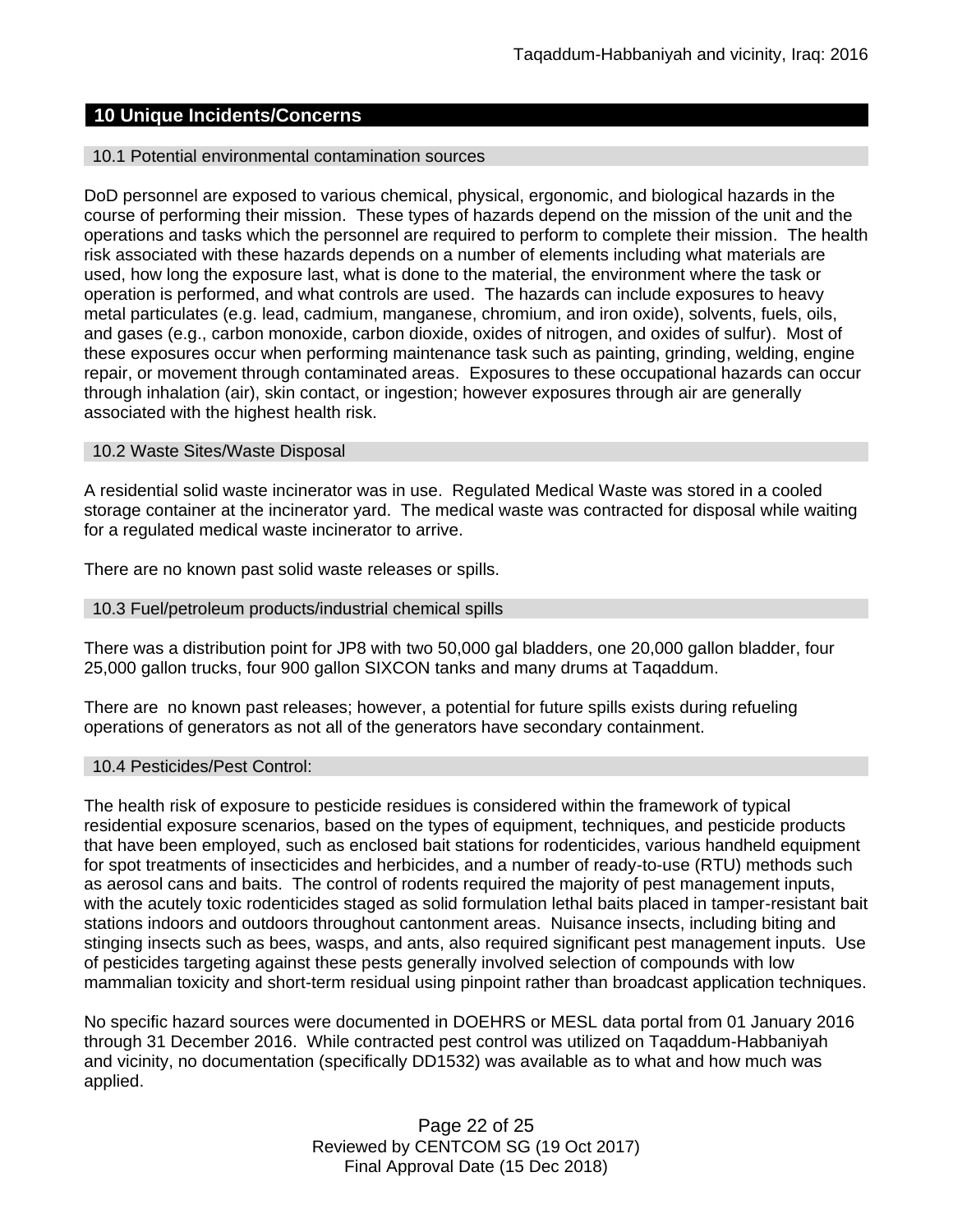## 10 Unique Incidents/Concerns

### 10.1 Potential environmental contamination sources

DoD personnel are exposed to various chemical, physical, ergonomic, and biological hazards in the course of performing their mission. These types of hazards depend on the mission of the unit and the operations and tasks which the personnel are required to perform to complete their mission. The health risk associated with these hazards depends on a number of elements including what materials are used, how long the exposure last, what is done to the material, the environment where the task or operation is performed, and what controls are used. The hazards can include exposures to heavy metal particulates (e.g. lead, cadmium, manganese, chromium, and iron oxide), solvents, fuels, oils, and gases (e.g., carbon monoxide, carbon dioxide, oxides of nitrogen, and oxides of sulfur). Most of these exposures occur when performing maintenance task such as painting, grinding, welding, engine repair, or movement through contaminated areas. Exposures to these occupational hazards can occur through inhalation (air), skin contact, or ingestion; however exposures through air are generally associated with the highest health risk.

### 10.2 Waste Sites/Waste Disposal

A residential solid waste incinerator was in use. Regulated Medical Waste was stored in a cooled storage container at the incinerator yard. The medical waste was contracted for disposal while waiting for a regulated medical waste incinerator to arrive.

There are no known past solid waste releases or spills.

### 10.3 Fuel/petroleum products/industrial chemical spills

There was a distribution point for JP8 with two 50,000 gal bladders, one 20,000 gallon bladder, four 25,000 gallon trucks, four 900 gallon SIXCON tanks and many drums at Taqaddum.

There are no known past releases; however, a potential for future spills exists during refueling operations of generators as not all of the generators have secondary containment.

### 10.4 Pesticides/Pest Control:

The health risk of exposure to pesticide residues is considered within the framework of typical residential exposure scenarios, based on the types of equipment, techniques, and pesticide products that have been employed, such as enclosed bait stations for rodenticides, various handheld equipment for spot treatments of insecticides and herbicides, and a number of ready-to-use (RTU) methods such as aerosol cans and baits. The control of rodents required the majority of pest management inputs, with the acutely toxic rodenticides staged as solid formulation lethal baits placed in tamper-resistant bait stations indoors and outdoors throughout cantonment areas. Nuisance insects, including biting and stinging insects such as bees, wasps, and ants, also required significant pest management inputs. Use of pesticides targeting against these pests generally involved selection of compounds with low mammalian toxicity and short-term residual using pinpoint rather than broadcast application techniques.

No specific hazard sources were documented in DOEHRS or MESL data portal from 01 January 2016 through 31 December 2016. While contracted pest control was utilized on Taqaddum-Habbaniyah and vicinity, no documentation (specifically DD1532) was available as to what and how much was applied.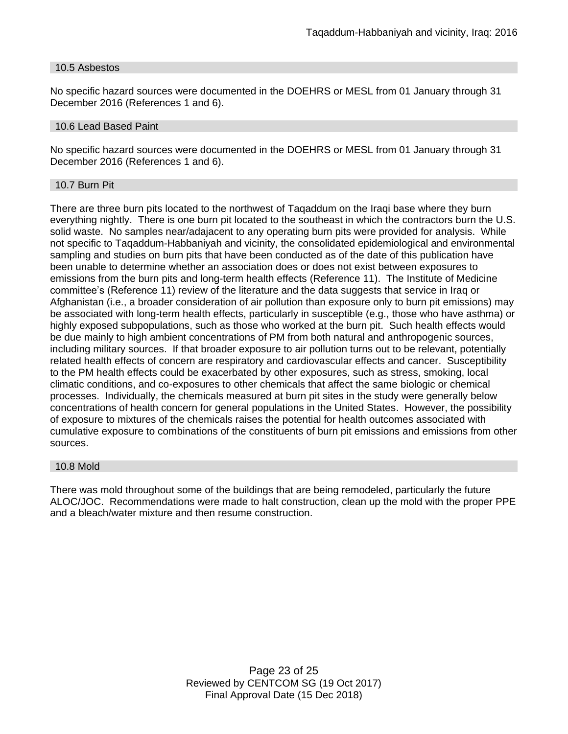### 10.5 Asbestos

No specific hazard sources were documented in the DOEHRS or MESL from 01 January through 31 December 2016 (References 1 and 6).

### 10.6 Lead Based Paint

No specific hazard sources were documented in the DOEHRS or MESL from 01 January through 31 December 2016 (References 1 and 6).

### 10.7 Burn Pit

There are three burn pits located to the northwest of Taqaddum on the Iraqi base where they burn everything nightly. There is one burn pit located to the southeast in which the contractors burn the U.S. solid waste. No samples near/adajacent to any operating burn pits were provided for analysis. While not specific to Taqaddum-Habbaniyah and vicinity, the consolidated epidemiological and environmental sampling and studies on burn pits that have been conducted as of the date of this publication have been unable to determine whether an association does or does not exist between exposures to emissions from the burn pits and long-term health effects (Reference 11). The Institute of Medicine committee's (Reference 11) review of the literature and the data suggests that service in Iraq or Afghanistan (i.e., a broader consideration of air pollution than exposure only to burn pit emissions) may be associated with long-term health effects, particularly in susceptible (e.g., those who have asthma) or highly exposed subpopulations, such as those who worked at the burn pit. Such health effects would be due mainly to high ambient concentrations of PM from both natural and anthropogenic sources, including military sources. If that broader exposure to air pollution turns out to be relevant, potentially related health effects of concern are respiratory and cardiovascular effects and cancer. Susceptibility to the PM health effects could be exacerbated by other exposures, such as stress, smoking, local climatic conditions, and co-exposures to other chemicals that affect the same biologic or chemical processes. Individually, the chemicals measured at burn pit sites in the study were generally below concentrations of health concern for general populations in the United States. However, the possibility of exposure to mixtures of the chemicals raises the potential for health outcomes associated with cumulative exposure to combinations of the constituents of burn pit emissions and emissions from other sources.

### 10.8 Mold

There was mold throughout some of the buildings that are being remodeled, particularly the future ALOC/JOC. Recommendations were made to halt construction, clean up the mold with the proper PPE and a bleach/water mixture and then resume construction.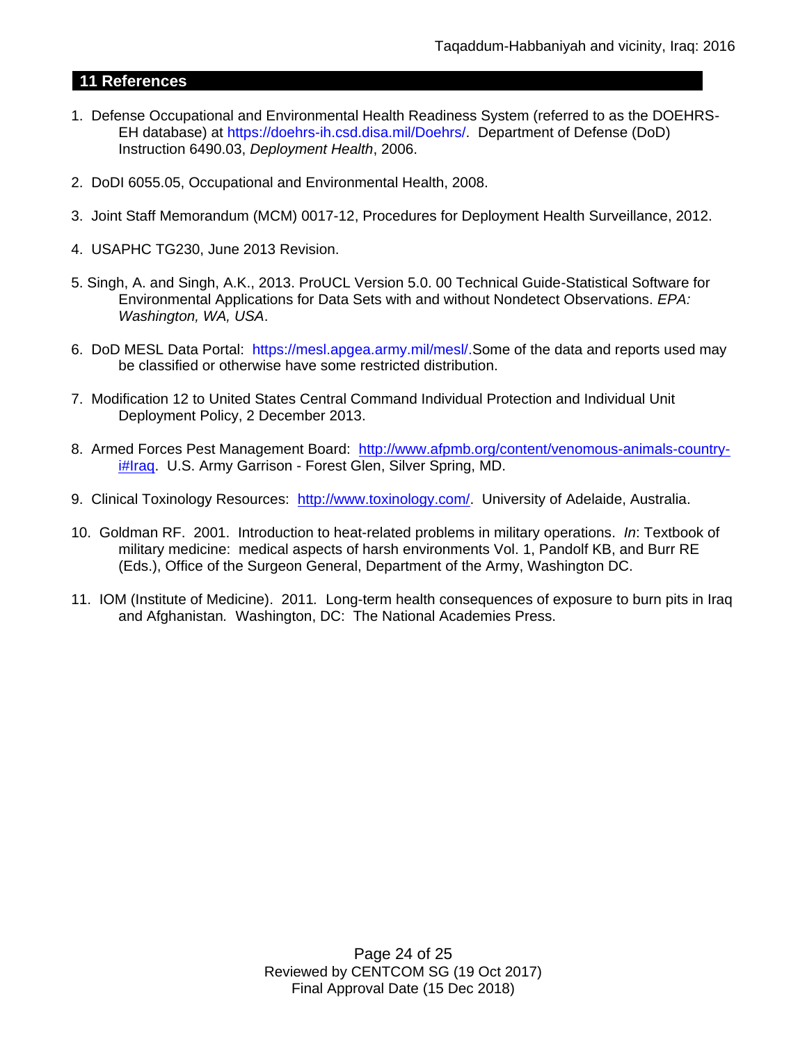## 11 References

1. Defense Occupational and Environmental Health Readiness System (referred to as the DOEHRS-EH database) at https://doehrs-ih.csd.disa.mil/Doehrs/. Department of Defense (DoD) Instruction 6490.03, *Deployment Health*, 2006.

2. DoDI 6055.05, Occupational and Environmental Health, 2008.

3. Joint Staff Memorandum (MCM) 0017-12, Procedures for Deployment Health Surveillance, 2012.

4. USAPHC TG230, June 2013 Revision.

5. Singh, A. and Singh, A.K., 2013. ProUCL Version 5.0. 00 Technical Guide-Statistical Software for Environmental Applications for Data Sets with and without Nondetect Observations. *EPA: Washington, WA, USA*.

6. DoD MESL Data Portal: https://mesl.apgea.army.mil/mesl/.Some of the data and reports used may be classified or otherwise have some restricted distribution.

7. Modification 12 to United States Central Command Individual Protection and Individual Unit Deployment Policy, 2 December 2013.

8. Armed Forces Pest Management Board: http://www.afpmb.org/content/venomous-animals-country-i#Iraq. U.S. Army Garrison - Forest Glen, Silver Spring, MD.

9. Clinical Toxinology Resources: http://www.toxinology.com/. University of Adelaide, Australia.

10. Goldman RF. 2001. Introduction to heat-related problems in military operations. *In*: Textbook of military medicine: medical aspects of harsh environments Vol. 1, Pandolf KB, and Burr RE (Eds.), Office of the Surgeon General, Department of the Army, Washington DC.

11. IOM (Institute of Medicine). 2011. Long-term health consequences of exposure to burn pits in Iraq and Afghanistan. Washington, DC: The National Academies Press.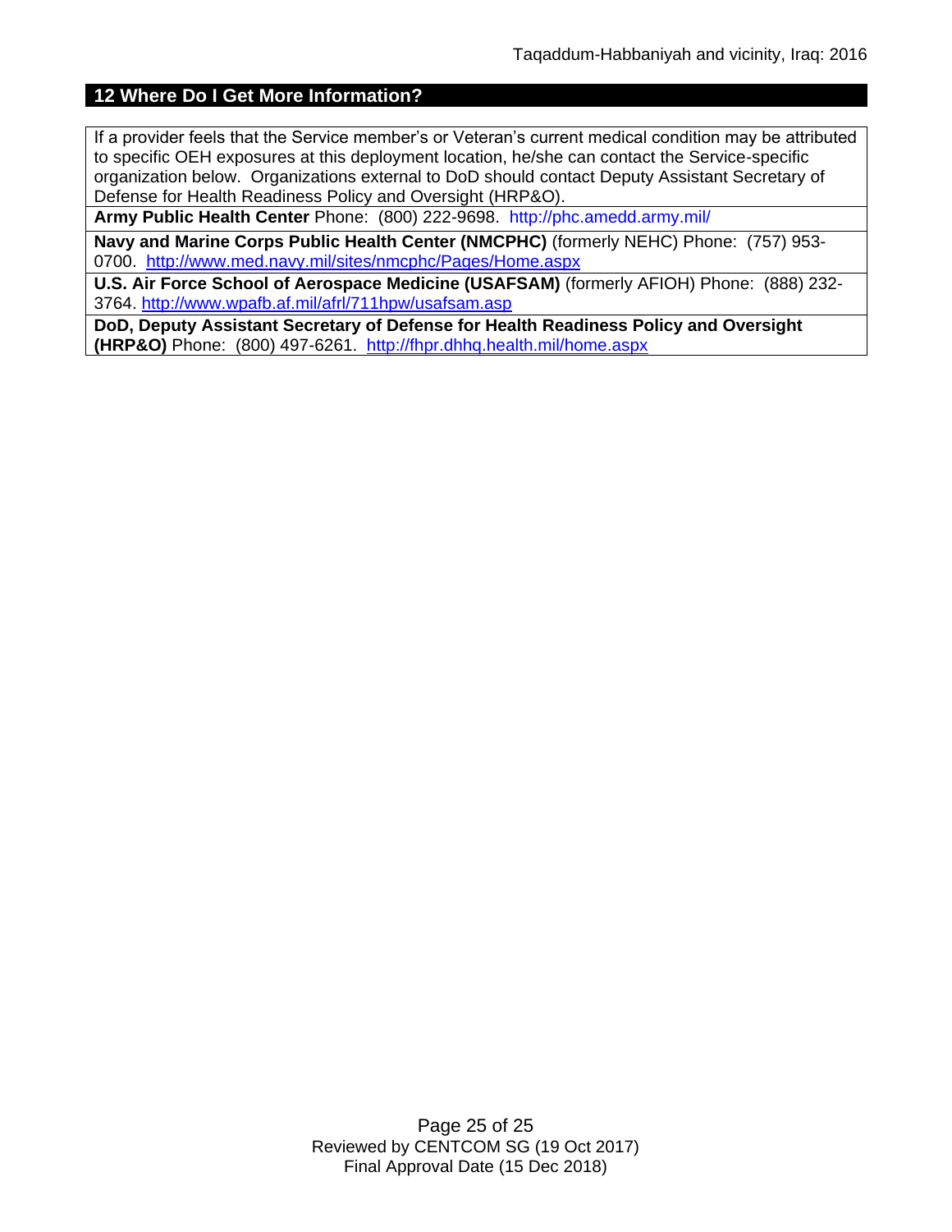## 12 Where Do I Get More Information?

If a provider feels that the Service member's or Veteran's current medical condition may be attributed to specific OEH exposures at this deployment location, he/she can contact the Service-specific organization below. Organizations external to DoD should contact Deputy Assistant Secretary of Defense for Health Readiness Policy and Oversight (HRP&O).

**Army Public Health Center** Phone: (800) 222-9698. http://phc.amedd.army.mil/

**Navy and Marine Corps Public Health Center (NMCPHC)** (formerly NEHC) Phone: (757) 953-0700. http://www.med.navy.mil/sites/nmcphc/Pages/Home.aspx

**U.S. Air Force School of Aerospace Medicine (USAFSAM)** (formerly AFIOH) Phone: (888) 232-3764. http://www.wpafb.af.mil/afrl/711hpw/usafsam.asp

**DoD, Deputy Assistant Secretary of Defense for Health Readiness Policy and Oversight (HRP&O)** Phone: (800) 497-6261. http://fhpr.dhhq.health.mil/home.aspx

Reviewed by CENTCOM SG (19 Oct 2017)
Final Approval Date (15 Dec 2018)